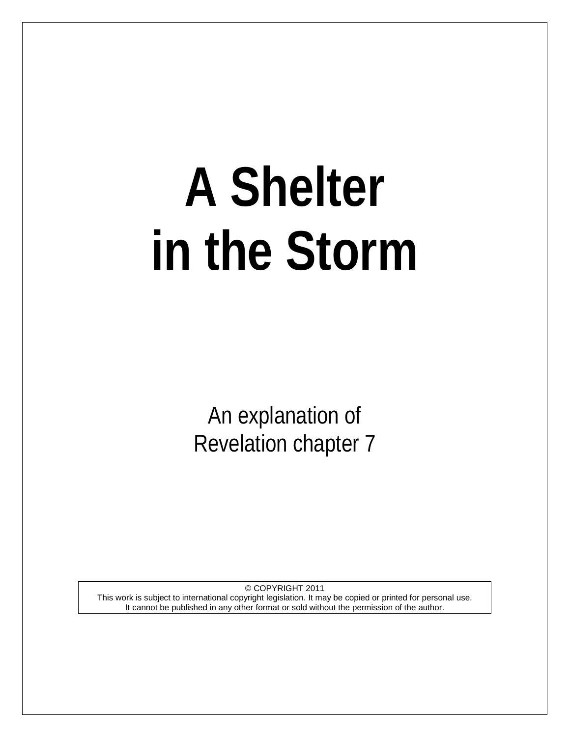# A Shelter in the Storm

An explanation of
Revelation chapter 7

© COPYRIGHT 2011
This work is subject to international copyright legislation. It may be copied or printed for personal use.
It cannot be published in any other format or sold without the permission of the author.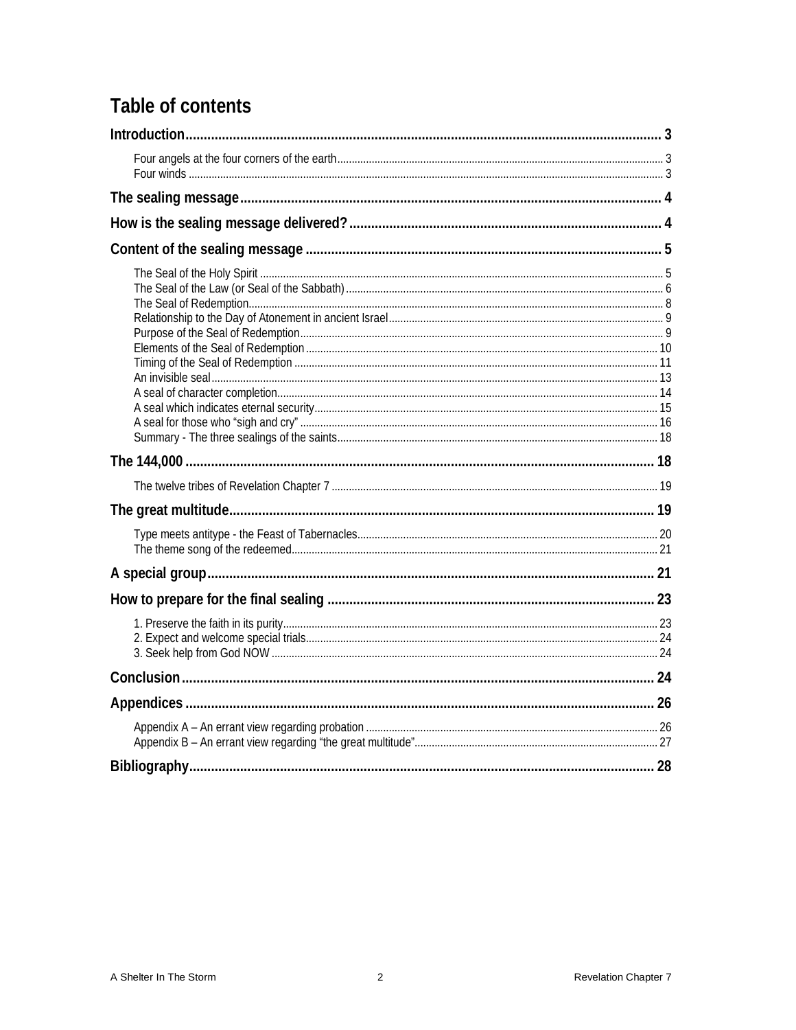# Table of contents

- **Introduction** ..... 3
  - Four angels at the four corners of the earth ..... 3
  - Four winds ..... 3
- **The sealing message** ..... 4
- **How is the sealing message delivered?** ..... 4
- **Content of the sealing message** ..... 5
  - The Seal of the Holy Spirit ..... 5
  - The Seal of the Law (or Seal of the Sabbath) ..... 6
  - The Seal of Redemption ..... 8
  - Relationship to the Day of Atonement in ancient Israel ..... 9
  - Purpose of the Seal of Redemption ..... 9
  - Elements of the Seal of Redemption ..... 10
  - Timing of the Seal of Redemption ..... 11
  - An invisible seal ..... 13
  - A seal of character completion ..... 14
  - A seal which indicates eternal security ..... 15
  - A seal for those who "sigh and cry" ..... 16
  - Summary - The three sealings of the saints ..... 18
- **The 144,000** ..... 18
  - The twelve tribes of Revelation Chapter 7 ..... 19
- **The great multitude** ..... 19
  - Type meets antitype - the Feast of Tabernacles ..... 20
  - The theme song of the redeemed ..... 21
- **A special group** ..... 21
- **How to prepare for the final sealing** ..... 23
  - 1. Preserve the faith in its purity ..... 23
  - 2. Expect and welcome special trials ..... 24
  - 3. Seek help from God NOW ..... 24
- **Conclusion** ..... 24
- **Appendices** ..... 26
  - Appendix A – An errant view regarding probation ..... 26
  - Appendix B – An errant view regarding "the great multitude" ..... 27
- **Bibliography** ..... 28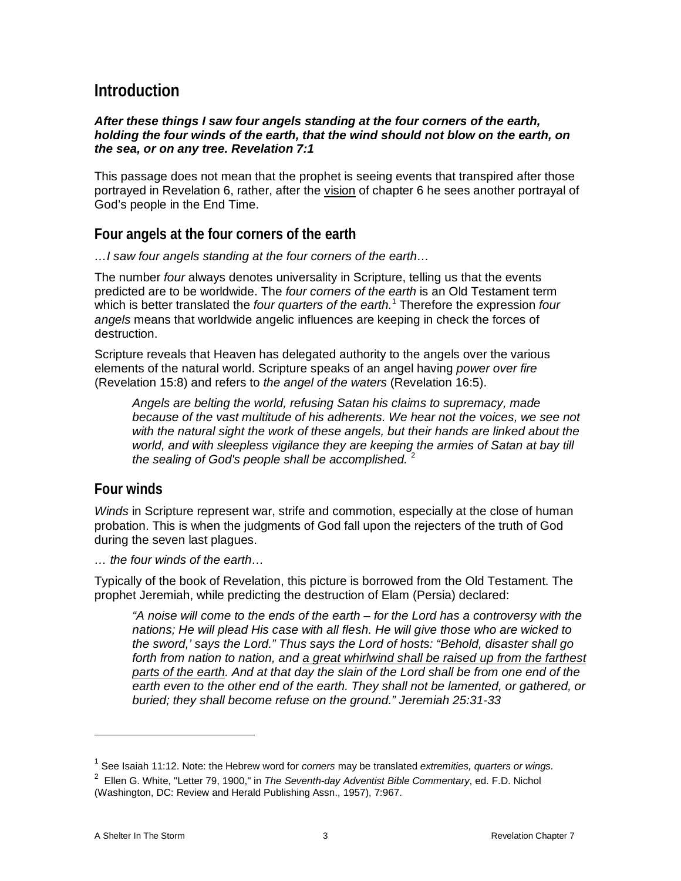# Introduction

***After these things I saw four angels standing at the four corners of the earth, holding the four winds of the earth, that the wind should not blow on the earth, on the sea, or on any tree. Revelation 7:1***

This passage does not mean that the prophet is seeing events that transpired after those portrayed in Revelation 6, rather, after the vision of chapter 6 he sees another portrayal of God's people in the End Time.

## Four angels at the four corners of the earth

*…I saw four angels standing at the four corners of the earth…*

The number *four* always denotes universality in Scripture, telling us that the events predicted are to be worldwide. The *four corners of the earth* is an Old Testament term which is better translated the *four quarters of the earth.*[1] Therefore the expression *four angels* means that worldwide angelic influences are keeping in check the forces of destruction.

Scripture reveals that Heaven has delegated authority to the angels over the various elements of the natural world. Scripture speaks of an angel having *power over fire* (Revelation 15:8) and refers to *the angel of the waters* (Revelation 16:5).

> *Angels are belting the world, refusing Satan his claims to supremacy, made because of the vast multitude of his adherents. We hear not the voices, we see not with the natural sight the work of these angels, but their hands are linked about the world, and with sleepless vigilance they are keeping the armies of Satan at bay till the sealing of God's people shall be accomplished.* [2]

## Four winds

*Winds* in Scripture represent war, strife and commotion, especially at the close of human probation. This is when the judgments of God fall upon the rejecters of the truth of God during the seven last plagues.

*… the four winds of the earth…*

Typically of the book of Revelation, this picture is borrowed from the Old Testament. The prophet Jeremiah, while predicting the destruction of Elam (Persia) declared:

> *"A noise will come to the ends of the earth – for the Lord has a controversy with the nations; He will plead His case with all flesh. He will give those who are wicked to the sword,' says the Lord." Thus says the Lord of hosts: "Behold, disaster shall go forth from nation to nation, and a great whirlwind shall be raised up from the farthest parts of the earth. And at that day the slain of the Lord shall be from one end of the earth even to the other end of the earth. They shall not be lamented, or gathered, or buried; they shall become refuse on the ground." Jeremiah 25:31-33*

---

[1] See Isaiah 11:12. Note: the Hebrew word for *corners* may be translated *extremities, quarters or wings.*

[2] Ellen G. White, "Letter 79, 1900," in *The Seventh-day Adventist Bible Commentary*, ed. F.D. Nichol (Washington, DC: Review and Herald Publishing Assn., 1957), 7:967.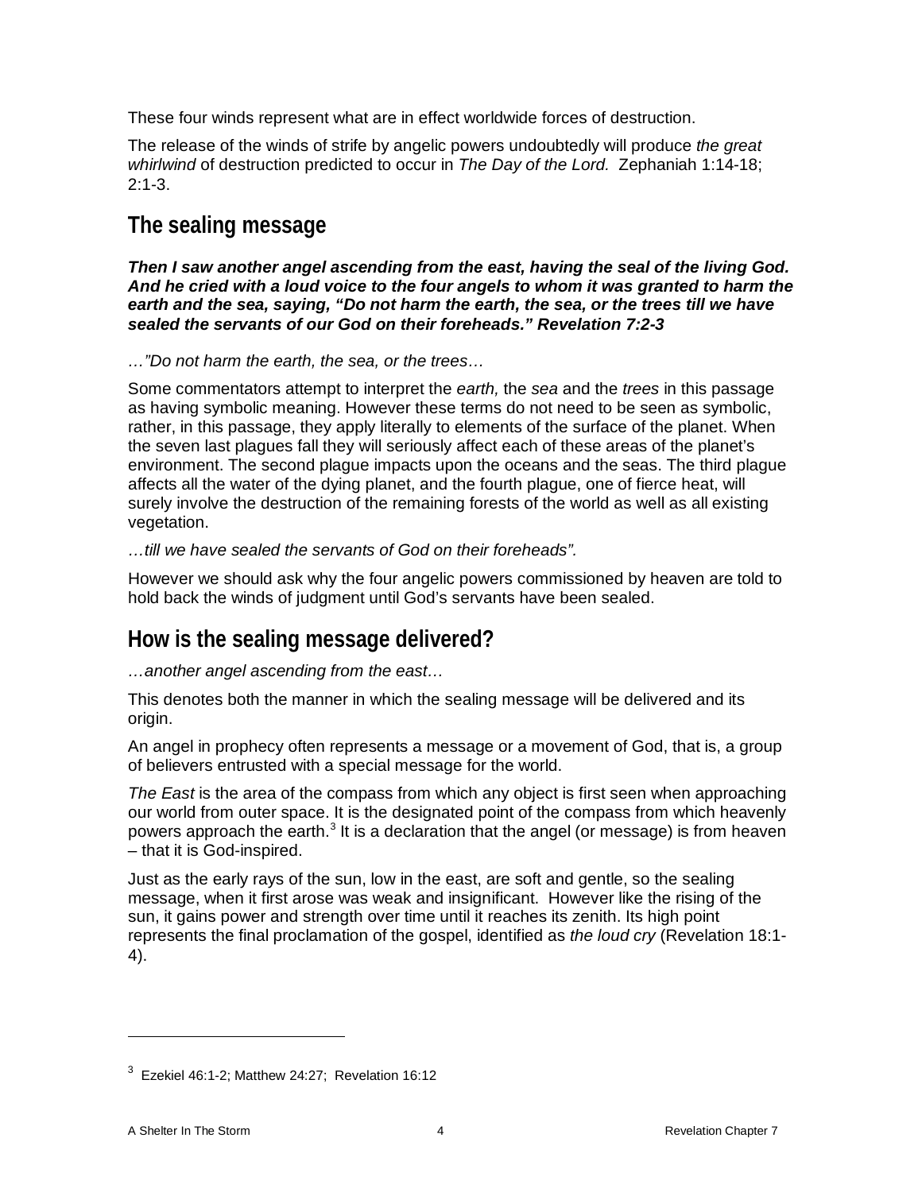These four winds represent what are in effect worldwide forces of destruction.

The release of the winds of strife by angelic powers undoubtedly will produce *the great whirlwind* of destruction predicted to occur in *The Day of the Lord.* Zephaniah 1:14-18; 2:1-3.

## The sealing message

***Then I saw another angel ascending from the east, having the seal of the living God. And he cried with a loud voice to the four angels to whom it was granted to harm the earth and the sea, saying, "Do not harm the earth, the sea, or the trees till we have sealed the servants of our God on their foreheads." Revelation 7:2-3***

*…"Do not harm the earth, the sea, or the trees…*

Some commentators attempt to interpret the *earth,* the *sea* and the *trees* in this passage as having symbolic meaning. However these terms do not need to be seen as symbolic, rather, in this passage, they apply literally to elements of the surface of the planet. When the seven last plagues fall they will seriously affect each of these areas of the planet's environment. The second plague impacts upon the oceans and the seas. The third plague affects all the water of the dying planet, and the fourth plague, one of fierce heat, will surely involve the destruction of the remaining forests of the world as well as all existing vegetation.

*…till we have sealed the servants of God on their foreheads".*

However we should ask why the four angelic powers commissioned by heaven are told to hold back the winds of judgment until God's servants have been sealed.

## How is the sealing message delivered?

*…another angel ascending from the east…*

This denotes both the manner in which the sealing message will be delivered and its origin.

An angel in prophecy often represents a message or a movement of God, that is, a group of believers entrusted with a special message for the world.

*The East* is the area of the compass from which any object is first seen when approaching our world from outer space. It is the designated point of the compass from which heavenly powers approach the earth.[3] It is a declaration that the angel (or message) is from heaven – that it is God-inspired.

Just as the early rays of the sun, low in the east, are soft and gentle, so the sealing message, when it first arose was weak and insignificant. However like the rising of the sun, it gains power and strength over time until it reaches its zenith. Its high point represents the final proclamation of the gospel, identified as *the loud cry* (Revelation 18:1-4).

---

[3] Ezekiel 46:1-2; Matthew 24:27; Revelation 16:12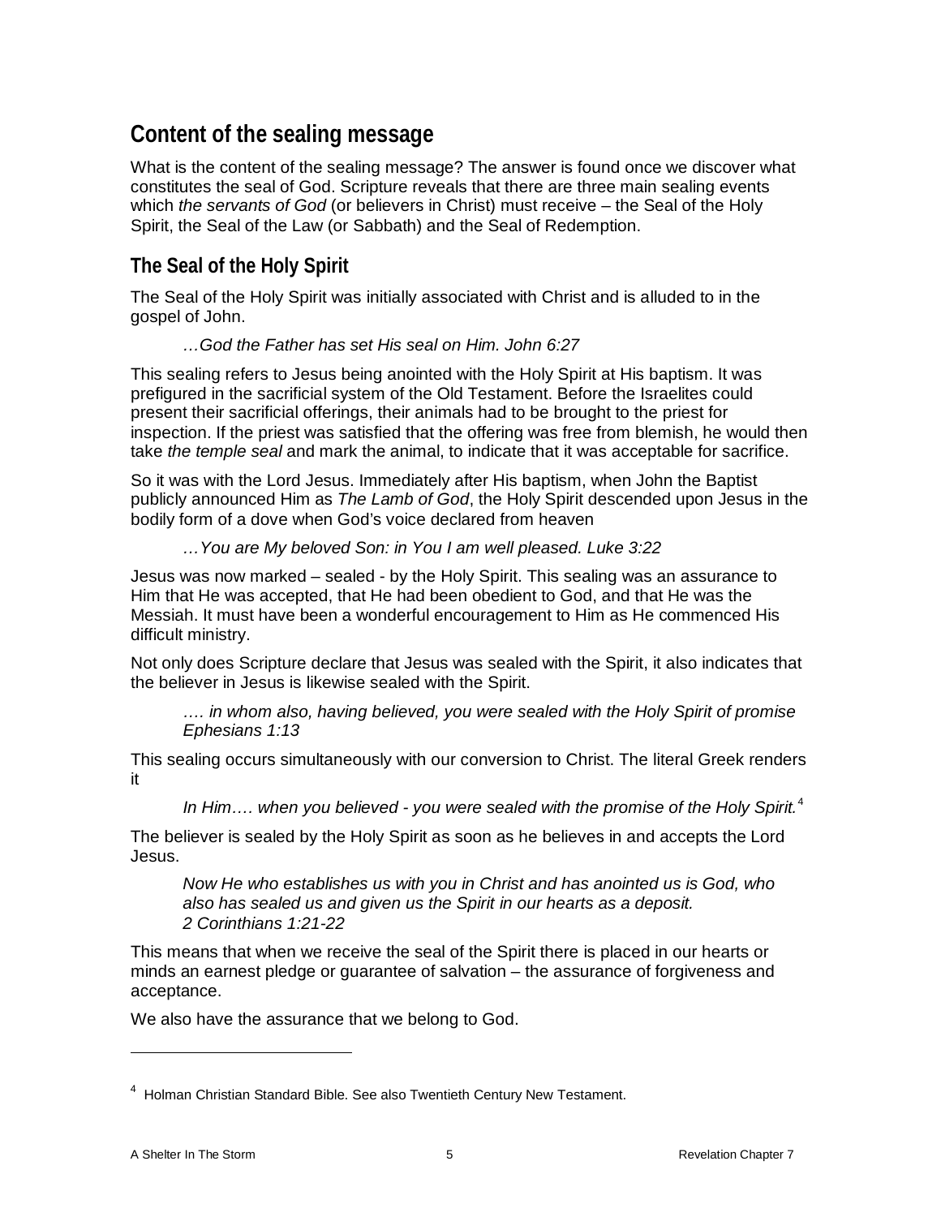## Content of the sealing message

What is the content of the sealing message? The answer is found once we discover what constitutes the seal of God. Scripture reveals that there are three main sealing events which *the servants of God* (or believers in Christ) must receive – the Seal of the Holy Spirit, the Seal of the Law (or Sabbath) and the Seal of Redemption.

### The Seal of the Holy Spirit

The Seal of the Holy Spirit was initially associated with Christ and is alluded to in the gospel of John.

> *…God the Father has set His seal on Him. John 6:27*

This sealing refers to Jesus being anointed with the Holy Spirit at His baptism. It was prefigured in the sacrificial system of the Old Testament. Before the Israelites could present their sacrificial offerings, their animals had to be brought to the priest for inspection. If the priest was satisfied that the offering was free from blemish, he would then take *the temple seal* and mark the animal, to indicate that it was acceptable for sacrifice.

So it was with the Lord Jesus. Immediately after His baptism, when John the Baptist publicly announced Him as *The Lamb of God*, the Holy Spirit descended upon Jesus in the bodily form of a dove when God's voice declared from heaven

> *…You are My beloved Son: in You I am well pleased. Luke 3:22*

Jesus was now marked – sealed - by the Holy Spirit. This sealing was an assurance to Him that He was accepted, that He had been obedient to God, and that He was the Messiah. It must have been a wonderful encouragement to Him as He commenced His difficult ministry.

Not only does Scripture declare that Jesus was sealed with the Spirit, it also indicates that the believer in Jesus is likewise sealed with the Spirit.

> *…. in whom also, having believed, you were sealed with the Holy Spirit of promise Ephesians 1:13*

This sealing occurs simultaneously with our conversion to Christ. The literal Greek renders it

> *In Him…. when you believed - you were sealed with the promise of the Holy Spirit.*[4]

The believer is sealed by the Holy Spirit as soon as he believes in and accepts the Lord Jesus.

> *Now He who establishes us with you in Christ and has anointed us is God, who also has sealed us and given us the Spirit in our hearts as a deposit.*
> *2 Corinthians 1:21-22*

This means that when we receive the seal of the Spirit there is placed in our hearts or minds an earnest pledge or guarantee of salvation – the assurance of forgiveness and acceptance.

We also have the assurance that we belong to God.

---

[4] Holman Christian Standard Bible. See also Twentieth Century New Testament.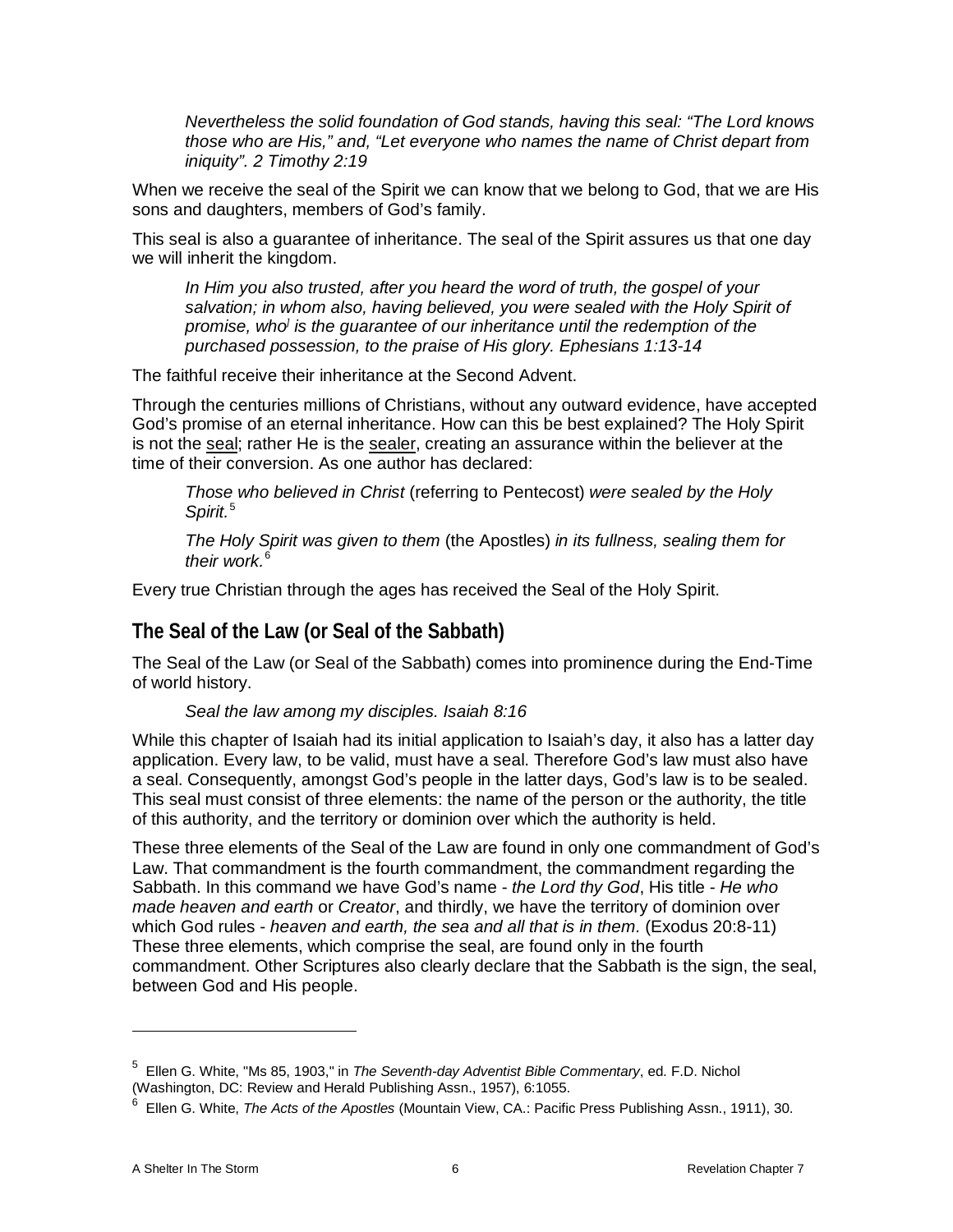> *Nevertheless the solid foundation of God stands, having this seal: "The Lord knows those who are His," and, "Let everyone who names the name of Christ depart from iniquity". 2 Timothy 2:19*

When we receive the seal of the Spirit we can know that we belong to God, that we are His sons and daughters, members of God's family.

This seal is also a guarantee of inheritance. The seal of the Spirit assures us that one day we will inherit the kingdom.

> *In Him you also trusted, after you heard the word of truth, the gospel of your salvation; in whom also, having believed, you were sealed with the Holy Spirit of promise, who[i] is the guarantee of our inheritance until the redemption of the purchased possession, to the praise of His glory. Ephesians 1:13-14*

The faithful receive their inheritance at the Second Advent.

Through the centuries millions of Christians, without any outward evidence, have accepted God's promise of an eternal inheritance. How can this be best explained? The Holy Spirit is not the <u>seal</u>; rather He is the <u>sealer</u>, creating an assurance within the believer at the time of their conversion. As one author has declared:

> *Those who believed in Christ* (referring to Pentecost) *were sealed by the Holy Spirit.*[5]
>
> *The Holy Spirit was given to them* (the Apostles) *in its fullness, sealing them for their work.*[6]

Every true Christian through the ages has received the Seal of the Holy Spirit.

## The Seal of the Law (or Seal of the Sabbath)

The Seal of the Law (or Seal of the Sabbath) comes into prominence during the End-Time of world history.

> *Seal the law among my disciples. Isaiah 8:16*

While this chapter of Isaiah had its initial application to Isaiah's day, it also has a latter day application. Every law, to be valid, must have a seal. Therefore God's law must also have a seal. Consequently, amongst God's people in the latter days, God's law is to be sealed. This seal must consist of three elements: the name of the person or the authority, the title of this authority, and the territory or dominion over which the authority is held.

These three elements of the Seal of the Law are found in only one commandment of God's Law. That commandment is the fourth commandment, the commandment regarding the Sabbath. In this command we have God's name - *the Lord thy God*, His title - *He who made heaven and earth* or *Creator*, and thirdly, we have the territory of dominion over which God rules - *heaven and earth, the sea and all that is in them.* (Exodus 20:8-11) These three elements, which comprise the seal, are found only in the fourth commandment. Other Scriptures also clearly declare that the Sabbath is the sign, the seal, between God and His people.

---

[5] Ellen G. White, "Ms 85, 1903," in *The Seventh-day Adventist Bible Commentary*, ed. F.D. Nichol (Washington, DC: Review and Herald Publishing Assn., 1957), 6:1055.

[6] Ellen G. White, *The Acts of the Apostles* (Mountain View, CA.: Pacific Press Publishing Assn., 1911), 30.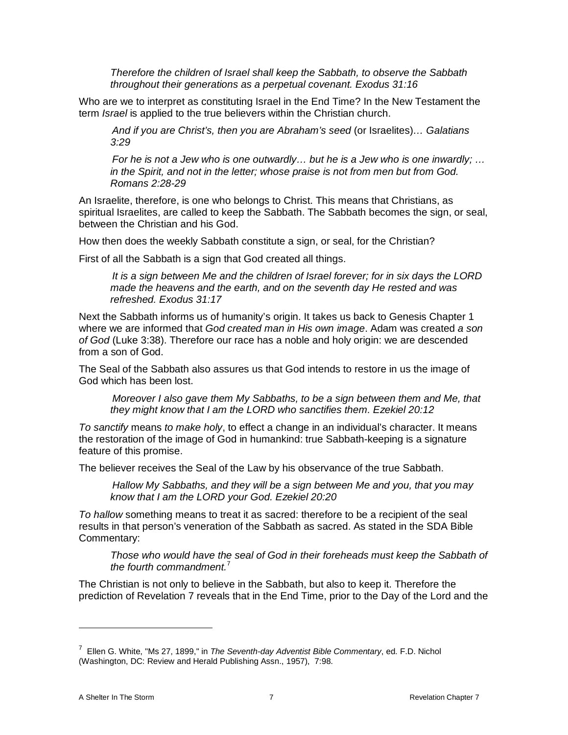> *Therefore the children of Israel shall keep the Sabbath, to observe the Sabbath throughout their generations as a perpetual covenant. Exodus 31:16*

Who are we to interpret as constituting Israel in the End Time? In the New Testament the term *Israel* is applied to the true believers within the Christian church.

> *And if you are Christ's, then you are Abraham's seed* (or Israelites)*… Galatians 3:29*

> *For he is not a Jew who is one outwardly… but he is a Jew who is one inwardly; … in the Spirit, and not in the letter; whose praise is not from men but from God. Romans 2:28-29*

An Israelite, therefore, is one who belongs to Christ. This means that Christians, as spiritual Israelites, are called to keep the Sabbath. The Sabbath becomes the sign, or seal, between the Christian and his God.

How then does the weekly Sabbath constitute a sign, or seal, for the Christian?

First of all the Sabbath is a sign that God created all things.

> *It is a sign between Me and the children of Israel forever; for in six days the LORD made the heavens and the earth, and on the seventh day He rested and was refreshed. Exodus 31:17*

Next the Sabbath informs us of humanity's origin. It takes us back to Genesis Chapter 1 where we are informed that *God created man in His own image*. Adam was created *a son of God* (Luke 3:38). Therefore our race has a noble and holy origin: we are descended from a son of God.

The Seal of the Sabbath also assures us that God intends to restore in us the image of God which has been lost.

> *Moreover I also gave them My Sabbaths, to be a sign between them and Me, that they might know that I am the LORD who sanctifies them. Ezekiel 20:12*

*To sanctify* means *to make holy*, to effect a change in an individual's character. It means the restoration of the image of God in humankind: true Sabbath-keeping is a signature feature of this promise.

The believer receives the Seal of the Law by his observance of the true Sabbath.

> *Hallow My Sabbaths, and they will be a sign between Me and you, that you may know that I am the LORD your God. Ezekiel 20:20*

*To hallow* something means to treat it as sacred: therefore to be a recipient of the seal results in that person's veneration of the Sabbath as sacred. As stated in the SDA Bible Commentary:

> *Those who would have the seal of God in their foreheads must keep the Sabbath of the fourth commandment.*[7]

The Christian is not only to believe in the Sabbath, but also to keep it. Therefore the prediction of Revelation 7 reveals that in the End Time, prior to the Day of the Lord and the

---

[7] Ellen G. White, "Ms 27, 1899," in *The Seventh-day Adventist Bible Commentary*, ed. F.D. Nichol (Washington, DC: Review and Herald Publishing Assn., 1957), 7:98.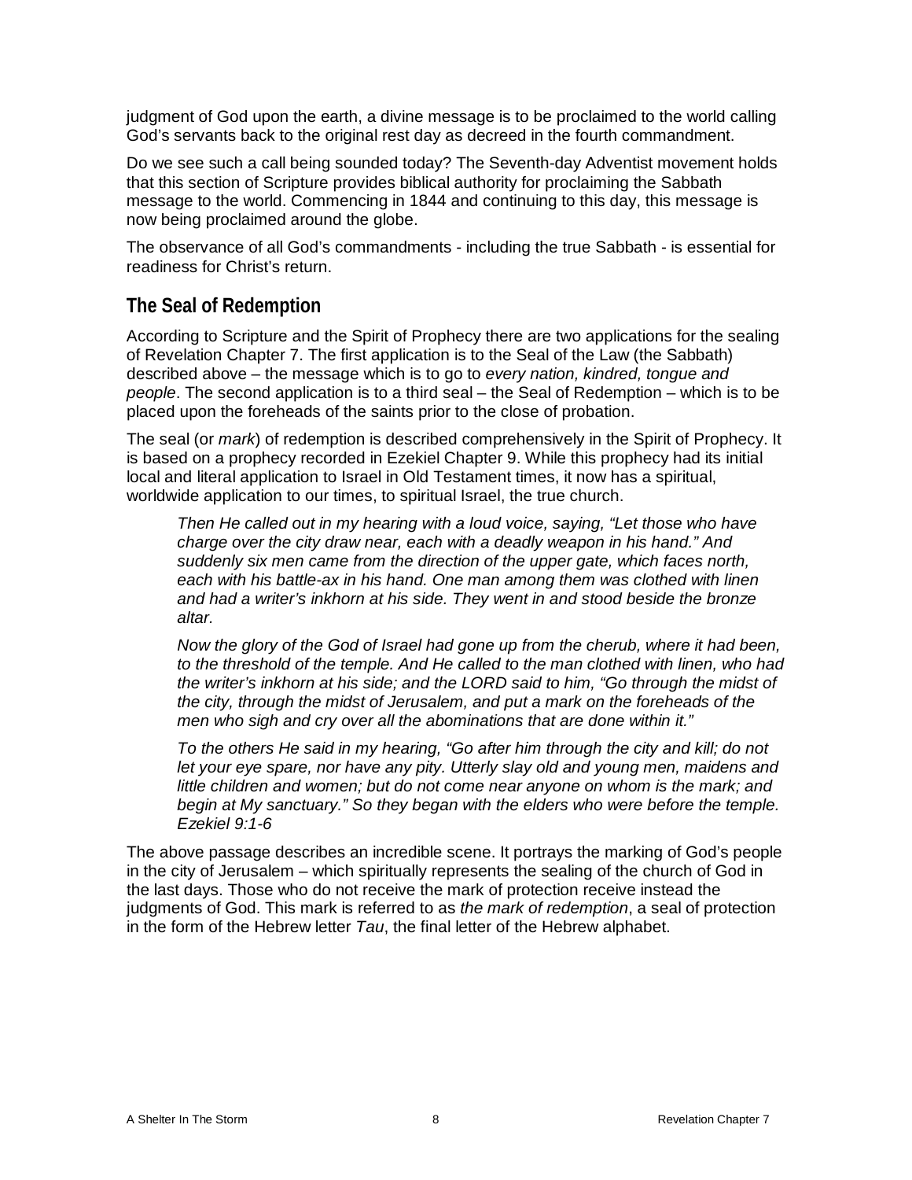judgment of God upon the earth, a divine message is to be proclaimed to the world calling God's servants back to the original rest day as decreed in the fourth commandment.

Do we see such a call being sounded today? The Seventh-day Adventist movement holds that this section of Scripture provides biblical authority for proclaiming the Sabbath message to the world. Commencing in 1844 and continuing to this day, this message is now being proclaimed around the globe.

The observance of all God's commandments - including the true Sabbath - is essential for readiness for Christ's return.

## The Seal of Redemption

According to Scripture and the Spirit of Prophecy there are two applications for the sealing of Revelation Chapter 7. The first application is to the Seal of the Law (the Sabbath) described above – the message which is to go to *every nation, kindred, tongue and people*. The second application is to a third seal – the Seal of Redemption – which is to be placed upon the foreheads of the saints prior to the close of probation.

The seal (or *mark*) of redemption is described comprehensively in the Spirit of Prophecy. It is based on a prophecy recorded in Ezekiel Chapter 9. While this prophecy had its initial local and literal application to Israel in Old Testament times, it now has a spiritual, worldwide application to our times, to spiritual Israel, the true church.

> *Then He called out in my hearing with a loud voice, saying, "Let those who have charge over the city draw near, each with a deadly weapon in his hand." And suddenly six men came from the direction of the upper gate, which faces north, each with his battle-ax in his hand. One man among them was clothed with linen and had a writer's inkhorn at his side. They went in and stood beside the bronze altar.*
>
> *Now the glory of the God of Israel had gone up from the cherub, where it had been, to the threshold of the temple. And He called to the man clothed with linen, who had the writer's inkhorn at his side; and the LORD said to him, "Go through the midst of the city, through the midst of Jerusalem, and put a mark on the foreheads of the men who sigh and cry over all the abominations that are done within it."*
>
> *To the others He said in my hearing, "Go after him through the city and kill; do not let your eye spare, nor have any pity. Utterly slay old and young men, maidens and little children and women; but do not come near anyone on whom is the mark; and begin at My sanctuary." So they began with the elders who were before the temple. Ezekiel 9:1-6*

The above passage describes an incredible scene. It portrays the marking of God's people in the city of Jerusalem – which spiritually represents the sealing of the church of God in the last days. Those who do not receive the mark of protection receive instead the judgments of God. This mark is referred to as *the mark of redemption*, a seal of protection in the form of the Hebrew letter *Tau*, the final letter of the Hebrew alphabet.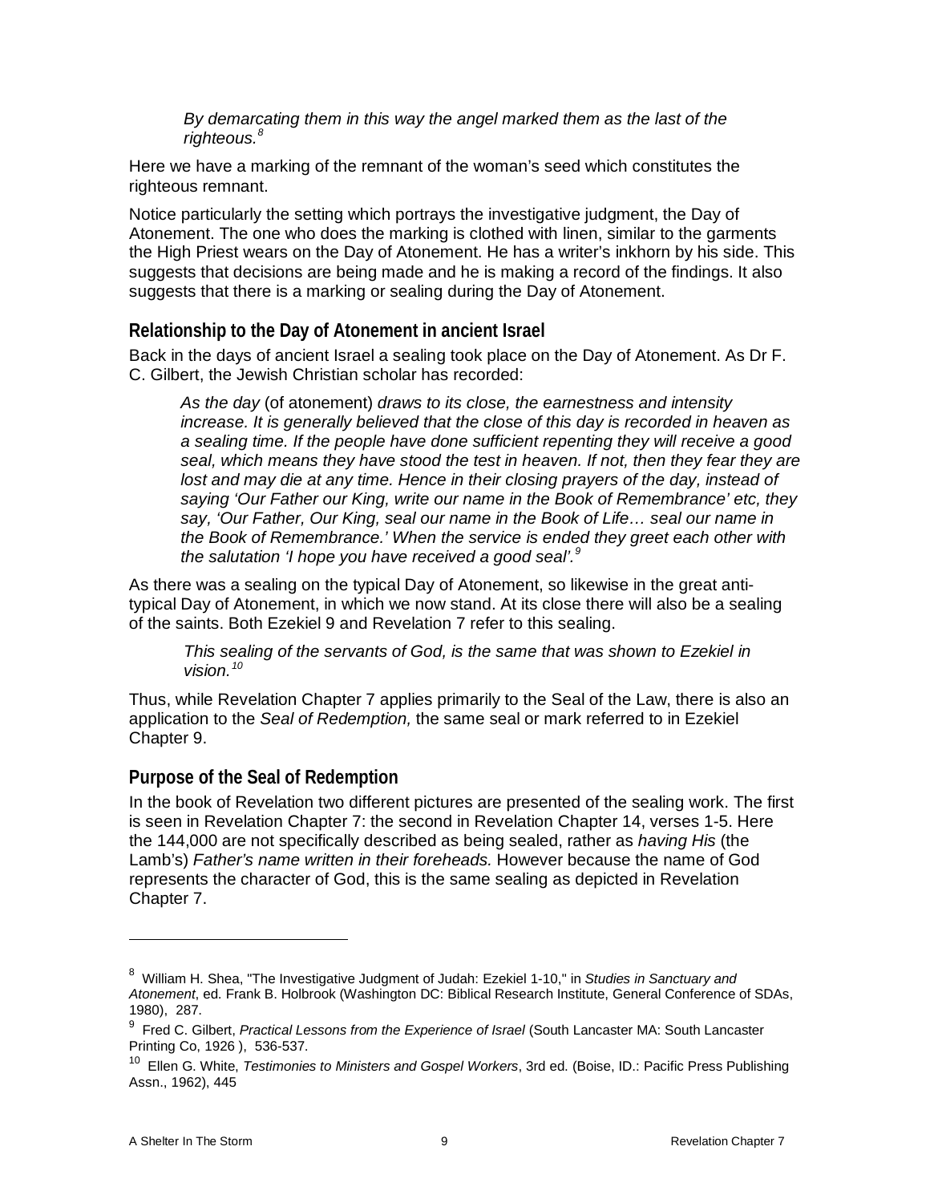> *By demarcating them in this way the angel marked them as the last of the righteous.*[8]

Here we have a marking of the remnant of the woman's seed which constitutes the righteous remnant.

Notice particularly the setting which portrays the investigative judgment, the Day of Atonement. The one who does the marking is clothed with linen, similar to the garments the High Priest wears on the Day of Atonement. He has a writer's inkhorn by his side. This suggests that decisions are being made and he is making a record of the findings. It also suggests that there is a marking or sealing during the Day of Atonement.

## Relationship to the Day of Atonement in ancient Israel

Back in the days of ancient Israel a sealing took place on the Day of Atonement. As Dr F. C. Gilbert, the Jewish Christian scholar has recorded:

> *As the day* (of atonement) *draws to its close, the earnestness and intensity increase. It is generally believed that the close of this day is recorded in heaven as a sealing time. If the people have done sufficient repenting they will receive a good seal, which means they have stood the test in heaven. If not, then they fear they are lost and may die at any time. Hence in their closing prayers of the day, instead of saying 'Our Father our King, write our name in the Book of Remembrance' etc, they say, 'Our Father, Our King, seal our name in the Book of Life… seal our name in the Book of Remembrance.' When the service is ended they greet each other with the salutation 'I hope you have received a good seal'.*[9]

As there was a sealing on the typical Day of Atonement, so likewise in the great anti-typical Day of Atonement, in which we now stand. At its close there will also be a sealing of the saints. Both Ezekiel 9 and Revelation 7 refer to this sealing.

> *This sealing of the servants of God, is the same that was shown to Ezekiel in vision.*[10]

Thus, while Revelation Chapter 7 applies primarily to the Seal of the Law, there is also an application to the *Seal of Redemption,* the same seal or mark referred to in Ezekiel Chapter 9.

## Purpose of the Seal of Redemption

In the book of Revelation two different pictures are presented of the sealing work. The first is seen in Revelation Chapter 7: the second in Revelation Chapter 14, verses 1-5. Here the 144,000 are not specifically described as being sealed, rather as *having His* (the Lamb's) *Father's name written in their foreheads.* However because the name of God represents the character of God, this is the same sealing as depicted in Revelation Chapter 7.

---

[8] William H. Shea, "The Investigative Judgment of Judah: Ezekiel 1-10," in *Studies in Sanctuary and Atonement*, ed. Frank B. Holbrook (Washington DC: Biblical Research Institute, General Conference of SDAs, 1980), 287.

[9] Fred C. Gilbert, *Practical Lessons from the Experience of Israel* (South Lancaster MA: South Lancaster Printing Co, 1926 ), 536-537.

[10] Ellen G. White, *Testimonies to Ministers and Gospel Workers*, 3rd ed. (Boise, ID.: Pacific Press Publishing Assn., 1962), 445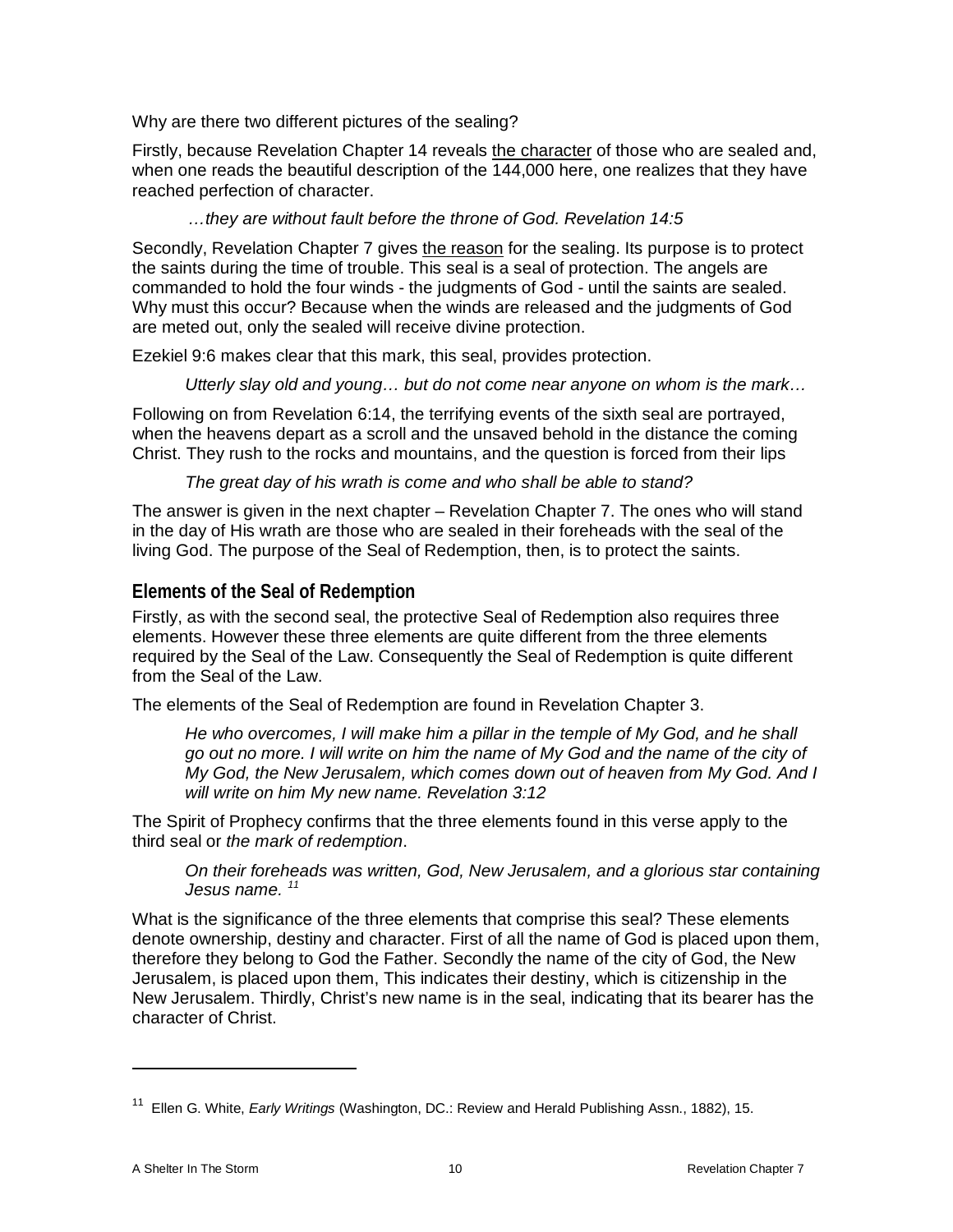Why are there two different pictures of the sealing?

Firstly, because Revelation Chapter 14 reveals the character of those who are sealed and, when one reads the beautiful description of the 144,000 here, one realizes that they have reached perfection of character.

> *…they are without fault before the throne of God. Revelation 14:5*

Secondly, Revelation Chapter 7 gives the reason for the sealing. Its purpose is to protect the saints during the time of trouble. This seal is a seal of protection. The angels are commanded to hold the four winds - the judgments of God - until the saints are sealed. Why must this occur? Because when the winds are released and the judgments of God are meted out, only the sealed will receive divine protection.

Ezekiel 9:6 makes clear that this mark, this seal, provides protection.

> *Utterly slay old and young… but do not come near anyone on whom is the mark…*

Following on from Revelation 6:14, the terrifying events of the sixth seal are portrayed, when the heavens depart as a scroll and the unsaved behold in the distance the coming Christ. They rush to the rocks and mountains, and the question is forced from their lips

> *The great day of his wrath is come and who shall be able to stand?*

The answer is given in the next chapter – Revelation Chapter 7. The ones who will stand in the day of His wrath are those who are sealed in their foreheads with the seal of the living God. The purpose of the Seal of Redemption, then, is to protect the saints.

## Elements of the Seal of Redemption

Firstly, as with the second seal, the protective Seal of Redemption also requires three elements. However these three elements are quite different from the three elements required by the Seal of the Law. Consequently the Seal of Redemption is quite different from the Seal of the Law.

The elements of the Seal of Redemption are found in Revelation Chapter 3.

> *He who overcomes, I will make him a pillar in the temple of My God, and he shall go out no more. I will write on him the name of My God and the name of the city of My God, the New Jerusalem, which comes down out of heaven from My God. And I will write on him My new name. Revelation 3:12*

The Spirit of Prophecy confirms that the three elements found in this verse apply to the third seal or *the mark of redemption*.

> *On their foreheads was written, God, New Jerusalem, and a glorious star containing Jesus name.* [11]

What is the significance of the three elements that comprise this seal? These elements denote ownership, destiny and character. First of all the name of God is placed upon them, therefore they belong to God the Father. Secondly the name of the city of God, the New Jerusalem, is placed upon them, This indicates their destiny, which is citizenship in the New Jerusalem. Thirdly, Christ's new name is in the seal, indicating that its bearer has the character of Christ.

---

[11] Ellen G. White, *Early Writings* (Washington, DC.: Review and Herald Publishing Assn., 1882), 15.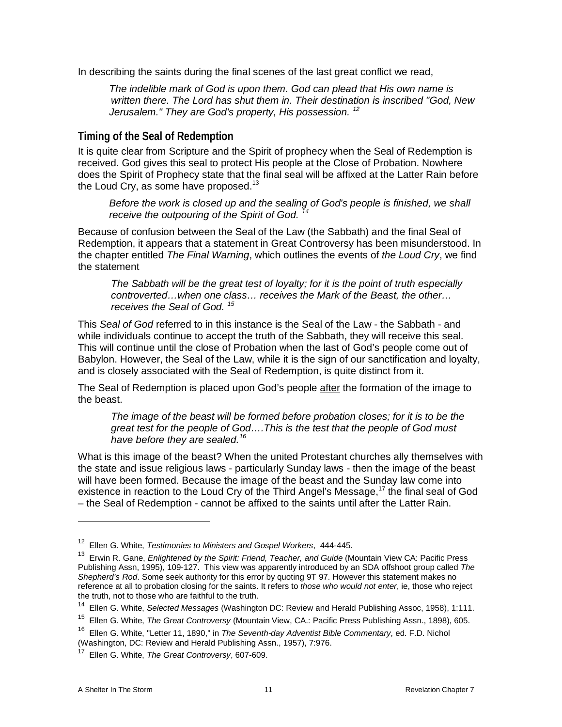In describing the saints during the final scenes of the last great conflict we read,

> *The indelible mark of God is upon them. God can plead that His own name is written there. The Lord has shut them in. Their destination is inscribed "God, New Jerusalem." They are God's property, His possession.* [12]

## Timing of the Seal of Redemption

It is quite clear from Scripture and the Spirit of prophecy when the Seal of Redemption is received. God gives this seal to protect His people at the Close of Probation. Nowhere does the Spirit of Prophecy state that the final seal will be affixed at the Latter Rain before the Loud Cry, as some have proposed.[13]

> *Before the work is closed up and the sealing of God's people is finished, we shall receive the outpouring of the Spirit of God.* [14]

Because of confusion between the Seal of the Law (the Sabbath) and the final Seal of Redemption, it appears that a statement in Great Controversy has been misunderstood. In the chapter entitled *The Final Warning*, which outlines the events of *the Loud Cry*, we find the statement

> *The Sabbath will be the great test of loyalty; for it is the point of truth especially controverted…when one class… receives the Mark of the Beast, the other… receives the Seal of God.* [15]

This *Seal of God* referred to in this instance is the Seal of the Law - the Sabbath - and while individuals continue to accept the truth of the Sabbath, they will receive this seal. This will continue until the close of Probation when the last of God's people come out of Babylon. However, the Seal of the Law, while it is the sign of our sanctification and loyalty, and is closely associated with the Seal of Redemption, is quite distinct from it.

The Seal of Redemption is placed upon God's people <u>after</u> the formation of the image to the beast.

> *The image of the beast will be formed before probation closes; for it is to be the great test for the people of God….This is the test that the people of God must have before they are sealed.*[16]

What is this image of the beast? When the united Protestant churches ally themselves with the state and issue religious laws - particularly Sunday laws - then the image of the beast will have been formed. Because the image of the beast and the Sunday law come into existence in reaction to the Loud Cry of the Third Angel's Message,[17] the final seal of God – the Seal of Redemption - cannot be affixed to the saints until after the Latter Rain.

---

[12] Ellen G. White, *Testimonies to Ministers and Gospel Workers*, 444-445.

[13] Erwin R. Gane, *Enlightened by the Spirit: Friend, Teacher, and Guide* (Mountain View CA: Pacific Press Publishing Assn, 1995), 109-127. This view was apparently introduced by an SDA offshoot group called *The Shepherd's Rod*. Some seek authority for this error by quoting 9T 97. However this statement makes no reference at all to probation closing for the saints. It refers to *those who would not enter*, ie, those who reject the truth, not to those who are faithful to the truth.

[14] Ellen G. White, *Selected Messages* (Washington DC: Review and Herald Publishing Assoc, 1958), 1:111.

[15] Ellen G. White, *The Great Controversy* (Mountain View, CA.: Pacific Press Publishing Assn., 1898), 605.

[16] Ellen G. White, "Letter 11, 1890," in *The Seventh-day Adventist Bible Commentary*, ed. F.D. Nichol (Washington, DC: Review and Herald Publishing Assn., 1957), 7:976.

[17] Ellen G. White, *The Great Controversy*, 607-609.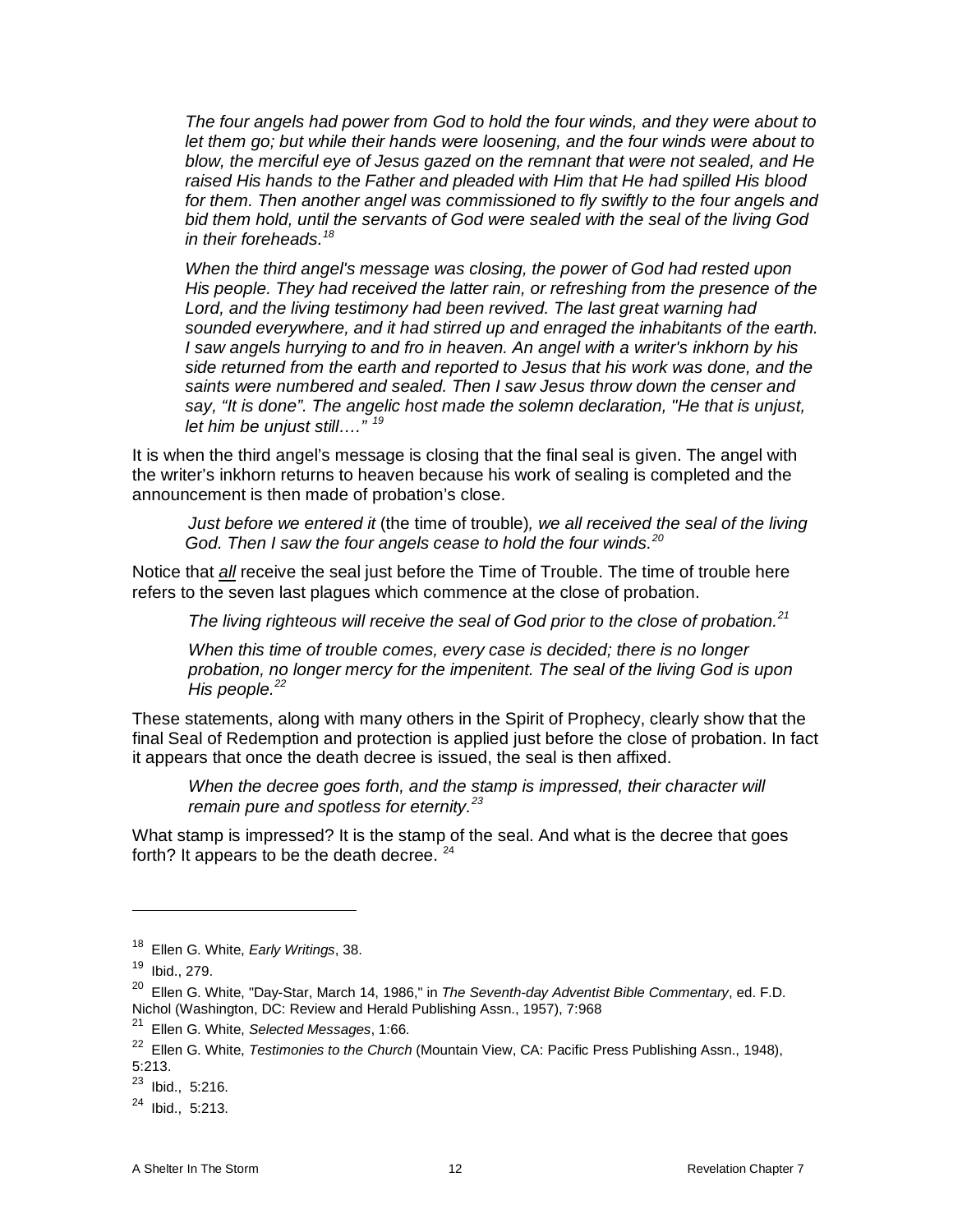> *The four angels had power from God to hold the four winds, and they were about to let them go; but while their hands were loosening, and the four winds were about to blow, the merciful eye of Jesus gazed on the remnant that were not sealed, and He raised His hands to the Father and pleaded with Him that He had spilled His blood for them. Then another angel was commissioned to fly swiftly to the four angels and bid them hold, until the servants of God were sealed with the seal of the living God in their foreheads.*[18]

> *When the third angel's message was closing, the power of God had rested upon His people. They had received the latter rain, or refreshing from the presence of the Lord, and the living testimony had been revived. The last great warning had sounded everywhere, and it had stirred up and enraged the inhabitants of the earth. I saw angels hurrying to and fro in heaven. An angel with a writer's inkhorn by his side returned from the earth and reported to Jesus that his work was done, and the saints were numbered and sealed. Then I saw Jesus throw down the censer and say, "It is done". The angelic host made the solemn declaration, "He that is unjust, let him be unjust still…."* [19]

It is when the third angel's message is closing that the final seal is given. The angel with the writer's inkhorn returns to heaven because his work of sealing is completed and the announcement is then made of probation's close.

> *Just before we entered it* (the time of trouble)*, we all received the seal of the living God. Then I saw the four angels cease to hold the four winds.*[20]

Notice that ***all*** receive the seal just before the Time of Trouble. The time of trouble here refers to the seven last plagues which commence at the close of probation.

> *The living righteous will receive the seal of God prior to the close of probation.*[21]

> *When this time of trouble comes, every case is decided; there is no longer probation, no longer mercy for the impenitent. The seal of the living God is upon His people.*[22]

These statements, along with many others in the Spirit of Prophecy, clearly show that the final Seal of Redemption and protection is applied just before the close of probation. In fact it appears that once the death decree is issued, the seal is then affixed.

> *When the decree goes forth, and the stamp is impressed, their character will remain pure and spotless for eternity.*[23]

What stamp is impressed? It is the stamp of the seal. And what is the decree that goes forth? It appears to be the death decree. [24]

---

[18] Ellen G. White, *Early Writings*, 38.

[19] Ibid., 279.

[20] Ellen G. White, "Day-Star, March 14, 1986," in *The Seventh-day Adventist Bible Commentary*, ed. F.D. Nichol (Washington, DC: Review and Herald Publishing Assn., 1957), 7:968

[21] Ellen G. White, *Selected Messages*, 1:66.

[22] Ellen G. White, *Testimonies to the Church* (Mountain View, CA: Pacific Press Publishing Assn., 1948), 5:213.

[23] Ibid., 5:216.

[24] Ibid., 5:213.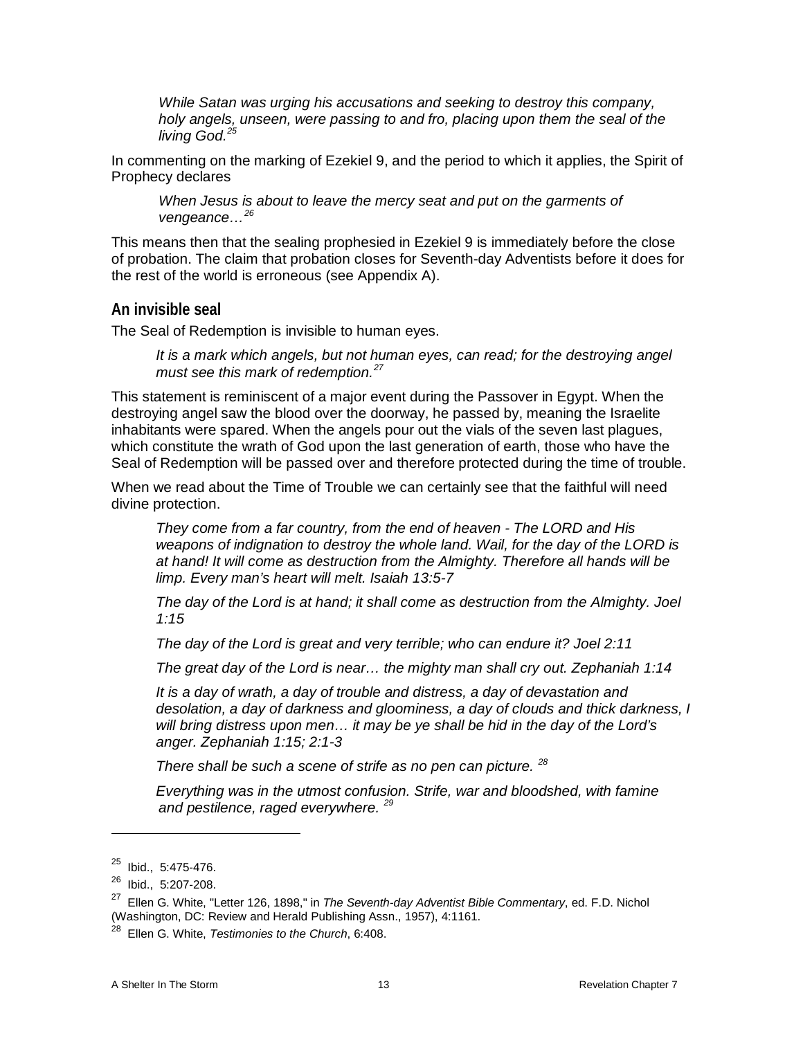*While Satan was urging his accusations and seeking to destroy this company, holy angels, unseen, were passing to and fro, placing upon them the seal of the living God.*[25]

In commenting on the marking of Ezekiel 9, and the period to which it applies, the Spirit of Prophecy declares

*When Jesus is about to leave the mercy seat and put on the garments of vengeance…*[26]

This means then that the sealing prophesied in Ezekiel 9 is immediately before the close of probation. The claim that probation closes for Seventh-day Adventists before it does for the rest of the world is erroneous (see Appendix A).

## An invisible seal

The Seal of Redemption is invisible to human eyes.

*It is a mark which angels, but not human eyes, can read; for the destroying angel must see this mark of redemption.*[27]

This statement is reminiscent of a major event during the Passover in Egypt. When the destroying angel saw the blood over the doorway, he passed by, meaning the Israelite inhabitants were spared. When the angels pour out the vials of the seven last plagues, which constitute the wrath of God upon the last generation of earth, those who have the Seal of Redemption will be passed over and therefore protected during the time of trouble.

When we read about the Time of Trouble we can certainly see that the faithful will need divine protection.

*They come from a far country, from the end of heaven - The LORD and His weapons of indignation to destroy the whole land. Wail, for the day of the LORD is at hand! It will come as destruction from the Almighty. Therefore all hands will be limp. Every man's heart will melt. Isaiah 13:5-7*

*The day of the Lord is at hand; it shall come as destruction from the Almighty. Joel 1:15*

*The day of the Lord is great and very terrible; who can endure it? Joel 2:11*

*The great day of the Lord is near… the mighty man shall cry out. Zephaniah 1:14*

*It is a day of wrath, a day of trouble and distress, a day of devastation and desolation, a day of darkness and gloominess, a day of clouds and thick darkness, I will bring distress upon men… it may be ye shall be hid in the day of the Lord's anger. Zephaniah 1:15; 2:1-3*

*There shall be such a scene of strife as no pen can picture.* [28]

*Everything was in the utmost confusion. Strife, war and bloodshed, with famine and pestilence, raged everywhere.* [29]

---

[25] Ibid., 5:475-476.

[26] Ibid., 5:207-208.

[27] Ellen G. White, "Letter 126, 1898," in *The Seventh-day Adventist Bible Commentary*, ed. F.D. Nichol (Washington, DC: Review and Herald Publishing Assn., 1957), 4:1161.

[28] Ellen G. White, *Testimonies to the Church*, 6:408.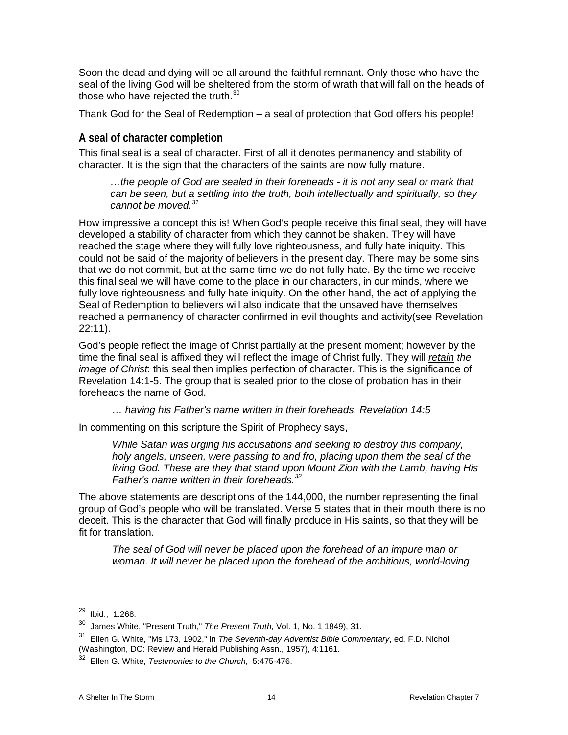Soon the dead and dying will be all around the faithful remnant. Only those who have the seal of the living God will be sheltered from the storm of wrath that will fall on the heads of those who have rejected the truth.[30]

Thank God for the Seal of Redemption – a seal of protection that God offers his people!

### A seal of character completion

This final seal is a seal of character. First of all it denotes permanency and stability of character. It is the sign that the characters of the saints are now fully mature.

> *…the people of God are sealed in their foreheads - it is not any seal or mark that can be seen, but a settling into the truth, both intellectually and spiritually, so they cannot be moved.[31]*

How impressive a concept this is! When God's people receive this final seal, they will have developed a stability of character from which they cannot be shaken. They will have reached the stage where they will fully love righteousness, and fully hate iniquity. This could not be said of the majority of believers in the present day. There may be some sins that we do not commit, but at the same time we do not fully hate. By the time we receive this final seal we will have come to the place in our characters, in our minds, where we fully love righteousness and fully hate iniquity. On the other hand, the act of applying the Seal of Redemption to believers will also indicate that the unsaved have themselves reached a permanency of character confirmed in evil thoughts and activity(see Revelation 22:11).

God's people reflect the image of Christ partially at the present moment; however by the time the final seal is affixed they will reflect the image of Christ fully. They will *retain the image of Christ*: this seal then implies perfection of character. This is the significance of Revelation 14:1-5. The group that is sealed prior to the close of probation has in their foreheads the name of God.

> *… having his Father's name written in their foreheads. Revelation 14:5*

In commenting on this scripture the Spirit of Prophecy says,

> *While Satan was urging his accusations and seeking to destroy this company, holy angels, unseen, were passing to and fro, placing upon them the seal of the living God. These are they that stand upon Mount Zion with the Lamb, having His Father's name written in their foreheads.[32]*

The above statements are descriptions of the 144,000, the number representing the final group of God's people who will be translated. Verse 5 states that in their mouth there is no deceit. This is the character that God will finally produce in His saints, so that they will be fit for translation.

> *The seal of God will never be placed upon the forehead of an impure man or woman. It will never be placed upon the forehead of the ambitious, world-loving*

---

[29] Ibid., 1:268.

[30] James White, "Present Truth," *The Present Truth,* Vol. 1, No. 1 1849), 31.

[31] Ellen G. White, "Ms 173, 1902," in *The Seventh-day Adventist Bible Commentary*, ed. F.D. Nichol (Washington, DC: Review and Herald Publishing Assn., 1957), 4:1161.

[32] Ellen G. White, *Testimonies to the Church*, 5:475-476.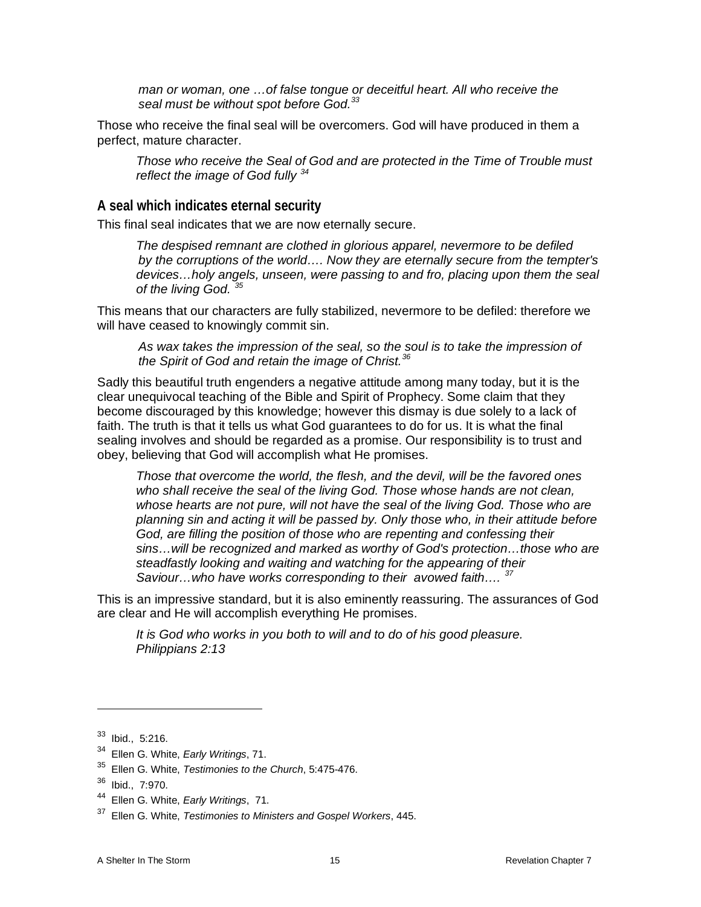> *man or woman, one …of false tongue or deceitful heart. All who receive the seal must be without spot before God.*[33]

Those who receive the final seal will be overcomers. God will have produced in them a perfect, mature character.

> *Those who receive the Seal of God and are protected in the Time of Trouble must reflect the image of God fully* [34]

## A seal which indicates eternal security

This final seal indicates that we are now eternally secure.

> *The despised remnant are clothed in glorious apparel, nevermore to be defiled by the corruptions of the world…. Now they are eternally secure from the tempter's devices…holy angels, unseen, were passing to and fro, placing upon them the seal of the living God.* [35]

This means that our characters are fully stabilized, nevermore to be defiled: therefore we will have ceased to knowingly commit sin.

> *As wax takes the impression of the seal, so the soul is to take the impression of the Spirit of God and retain the image of Christ.*[36]

Sadly this beautiful truth engenders a negative attitude among many today, but it is the clear unequivocal teaching of the Bible and Spirit of Prophecy. Some claim that they become discouraged by this knowledge; however this dismay is due solely to a lack of faith. The truth is that it tells us what God guarantees to do for us. It is what the final sealing involves and should be regarded as a promise. Our responsibility is to trust and obey, believing that God will accomplish what He promises.

> *Those that overcome the world, the flesh, and the devil, will be the favored ones who shall receive the seal of the living God. Those whose hands are not clean, whose hearts are not pure, will not have the seal of the living God. Those who are planning sin and acting it will be passed by. Only those who, in their attitude before God, are filling the position of those who are repenting and confessing their sins…will be recognized and marked as worthy of God's protection…those who are steadfastly looking and waiting and watching for the appearing of their Saviour…who have works corresponding to their avowed faith….* [37]

This is an impressive standard, but it is also eminently reassuring. The assurances of God are clear and He will accomplish everything He promises.

> *It is God who works in you both to will and to do of his good pleasure. Philippians 2:13*

---

[33] Ibid., 5:216.

[34] Ellen G. White, *Early Writings*, 71.

[35] Ellen G. White, *Testimonies to the Church*, 5:475-476.

[36] Ibid., 7:970.

[44] Ellen G. White, *Early Writings*, 71.

[37] Ellen G. White, *Testimonies to Ministers and Gospel Workers*, 445.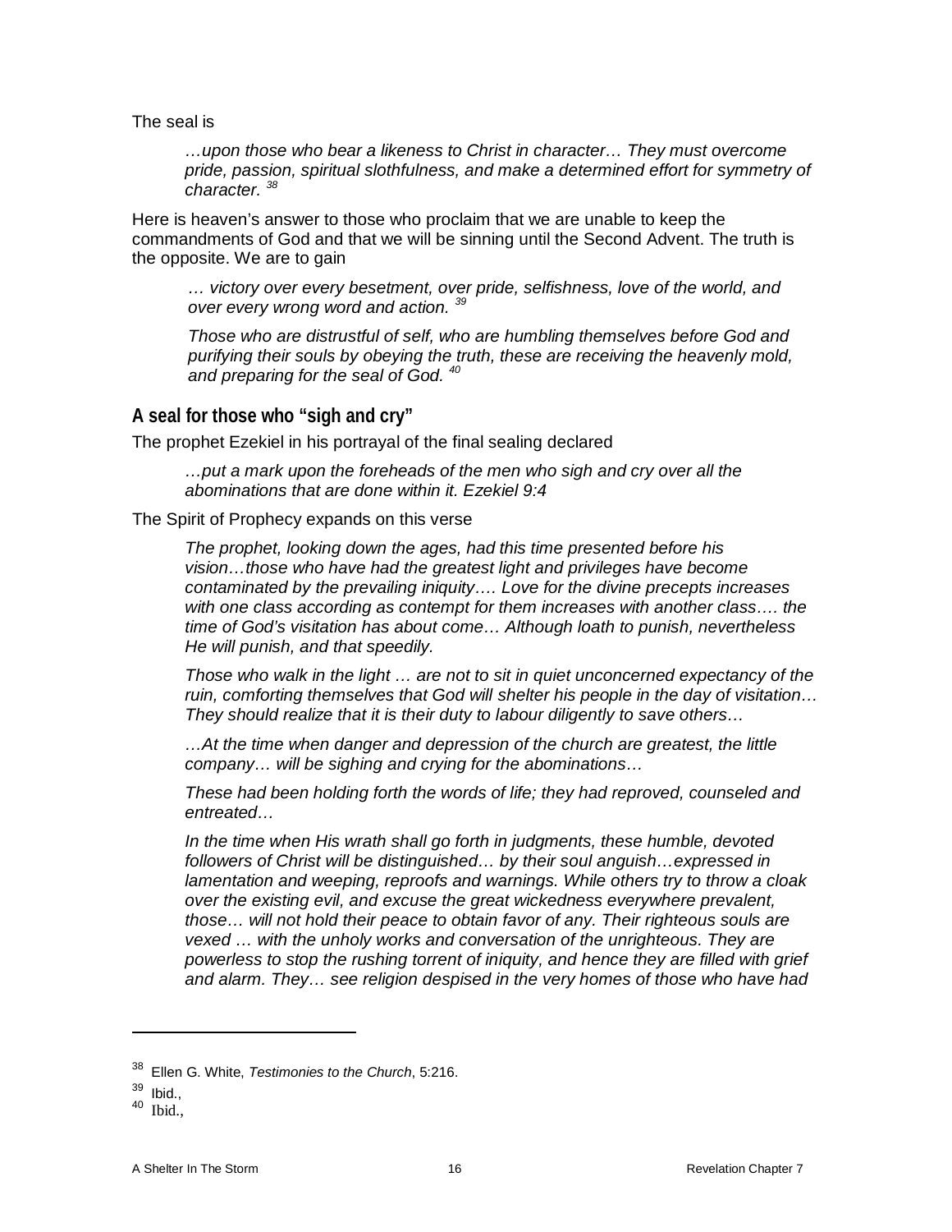The seal is

> *…upon those who bear a likeness to Christ in character… They must overcome pride, passion, spiritual slothfulness, and make a determined effort for symmetry of character.* [38]

Here is heaven's answer to those who proclaim that we are unable to keep the commandments of God and that we will be sinning until the Second Advent. The truth is the opposite. We are to gain

> *… victory over every besetment, over pride, selfishness, love of the world, and over every wrong word and action.* [39]
>
> *Those who are distrustful of self, who are humbling themselves before God and purifying their souls by obeying the truth, these are receiving the heavenly mold, and preparing for the seal of God.* [40]

## A seal for those who "sigh and cry"

The prophet Ezekiel in his portrayal of the final sealing declared

> *…put a mark upon the foreheads of the men who sigh and cry over all the abominations that are done within it. Ezekiel 9:4*

The Spirit of Prophecy expands on this verse

> *The prophet, looking down the ages, had this time presented before his vision…those who have had the greatest light and privileges have become contaminated by the prevailing iniquity…. Love for the divine precepts increases with one class according as contempt for them increases with another class…. the time of God's visitation has about come… Although loath to punish, nevertheless He will punish, and that speedily.*
>
> *Those who walk in the light … are not to sit in quiet unconcerned expectancy of the ruin, comforting themselves that God will shelter his people in the day of visitation… They should realize that it is their duty to labour diligently to save others…*
>
> *…At the time when danger and depression of the church are greatest, the little company… will be sighing and crying for the abominations…*
>
> *These had been holding forth the words of life; they had reproved, counseled and entreated…*
>
> *In the time when His wrath shall go forth in judgments, these humble, devoted followers of Christ will be distinguished… by their soul anguish…expressed in lamentation and weeping, reproofs and warnings. While others try to throw a cloak over the existing evil, and excuse the great wickedness everywhere prevalent, those… will not hold their peace to obtain favor of any. Their righteous souls are vexed … with the unholy works and conversation of the unrighteous. They are powerless to stop the rushing torrent of iniquity, and hence they are filled with grief and alarm. They… see religion despised in the very homes of those who have had*

---

[38] Ellen G. White, *Testimonies to the Church*, 5:216.

[39] Ibid.,

[40] Ibid.,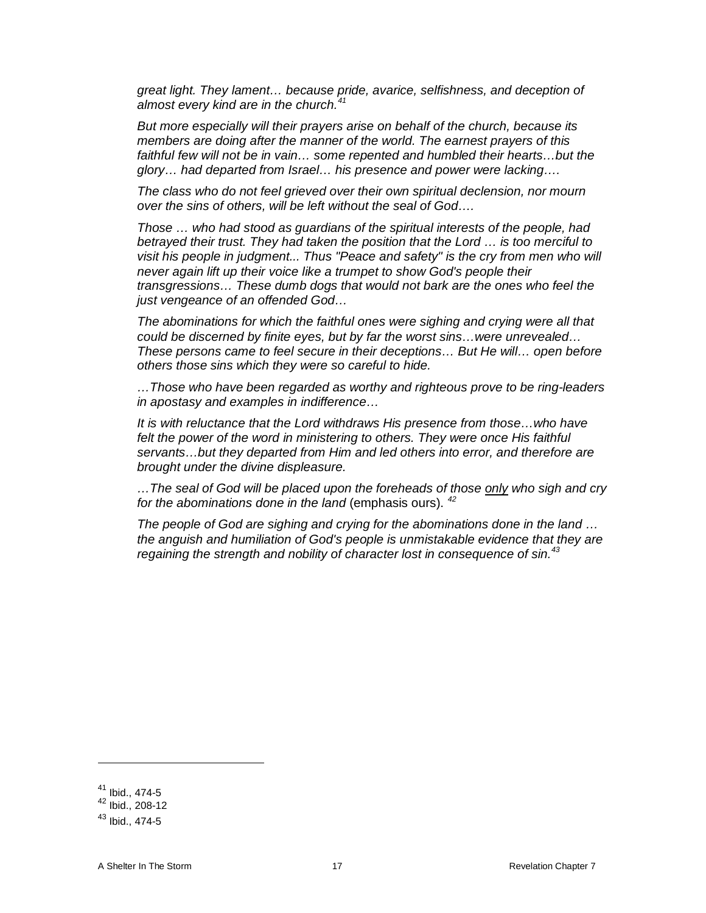*great light. They lament… because pride, avarice, selfishness, and deception of almost every kind are in the church.*[41]

*But more especially will their prayers arise on behalf of the church, because its members are doing after the manner of the world. The earnest prayers of this faithful few will not be in vain… some repented and humbled their hearts…but the glory… had departed from Israel… his presence and power were lacking….*

*The class who do not feel grieved over their own spiritual declension, nor mourn over the sins of others, will be left without the seal of God….*

*Those … who had stood as guardians of the spiritual interests of the people, had betrayed their trust. They had taken the position that the Lord … is too merciful to visit his people in judgment... Thus "Peace and safety" is the cry from men who will never again lift up their voice like a trumpet to show God's people their transgressions… These dumb dogs that would not bark are the ones who feel the just vengeance of an offended God…*

*The abominations for which the faithful ones were sighing and crying were all that could be discerned by finite eyes, but by far the worst sins…were unrevealed… These persons came to feel secure in their deceptions… But He will… open before others those sins which they were so careful to hide.*

*…Those who have been regarded as worthy and righteous prove to be ring-leaders in apostasy and examples in indifference…*

*It is with reluctance that the Lord withdraws His presence from those…who have felt the power of the word in ministering to others. They were once His faithful servants…but they departed from Him and led others into error, and therefore are brought under the divine displeasure.*

*…The seal of God will be placed upon the foreheads of those only who sigh and cry for the abominations done in the land* (emphasis ours). [42]

*The people of God are sighing and crying for the abominations done in the land … the anguish and humiliation of God's people is unmistakable evidence that they are regaining the strength and nobility of character lost in consequence of sin.*[43]

---

[41] Ibid., 474-5
[42] Ibid., 208-12
[43] Ibid., 474-5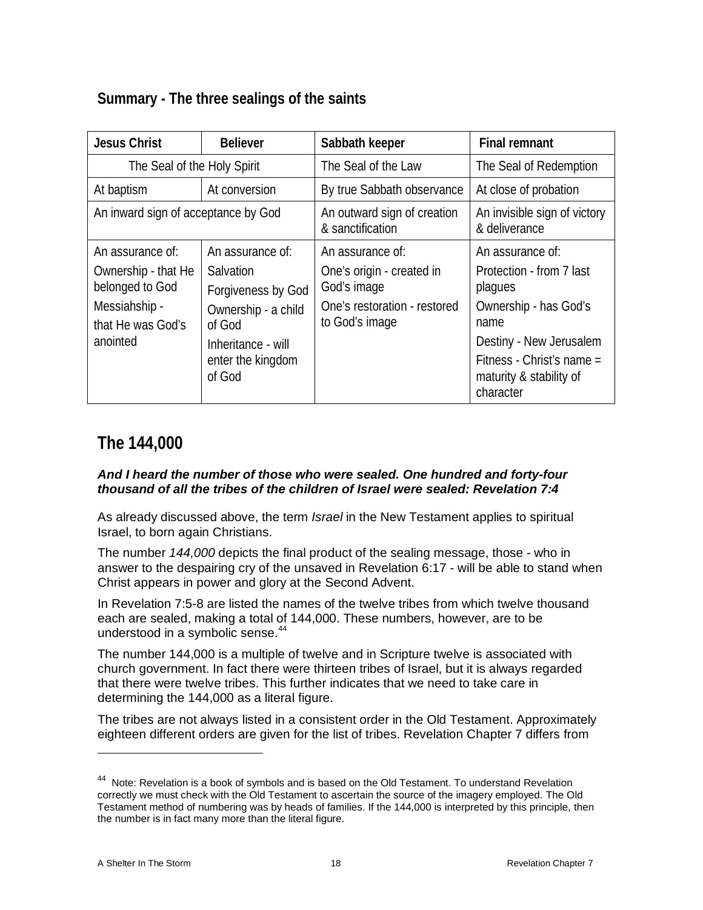## Summary - The three sealings of the saints

| Jesus Christ | Believer | Sabbath keeper | Final remnant |
|---|---|---|---|
| The Seal of the Holy Spirit | | The Seal of the Law | The Seal of Redemption |
| At baptism | At conversion | By true Sabbath observance | At close of probation |
| An inward sign of acceptance by God | | An outward sign of creation & sanctification | An invisible sign of victory & deliverance |
| An assurance of:<br>Ownership - that He belonged to God<br>Messiahship - that He was God's anointed | An assurance of:<br>Salvation<br>Forgiveness by God<br>Ownership - a child of God<br>Inheritance - will enter the kingdom of God | An assurance of:<br>One's origin - created in God's image<br>One's restoration - restored to God's image | An assurance of:<br>Protection - from 7 last plagues<br>Ownership - has God's name<br>Destiny - New Jerusalem<br>Fitness - Christ's name = maturity & stability of character |

## The 144,000

***And I heard the number of those who were sealed. One hundred and forty-four thousand of all the tribes of the children of Israel were sealed: Revelation 7:4***

As already discussed above, the term *Israel* in the New Testament applies to spiritual Israel, to born again Christians.

The number *144,000* depicts the final product of the sealing message, those - who in answer to the despairing cry of the unsaved in Revelation 6:17 - will be able to stand when Christ appears in power and glory at the Second Advent.

In Revelation 7:5-8 are listed the names of the twelve tribes from which twelve thousand each are sealed, making a total of 144,000. These numbers, however, are to be understood in a symbolic sense.[44]

The number 144,000 is a multiple of twelve and in Scripture twelve is associated with church government. In fact there were thirteen tribes of Israel, but it is always regarded that there were twelve tribes. This further indicates that we need to take care in determining the 144,000 as a literal figure.

The tribes are not always listed in a consistent order in the Old Testament. Approximately eighteen different orders are given for the list of tribes. Revelation Chapter 7 differs from

---

[44] Note: Revelation is a book of symbols and is based on the Old Testament. To understand Revelation correctly we must check with the Old Testament to ascertain the source of the imagery employed. The Old Testament method of numbering was by heads of families. If the 144,000 is interpreted by this principle, then the number is in fact many more than the literal figure.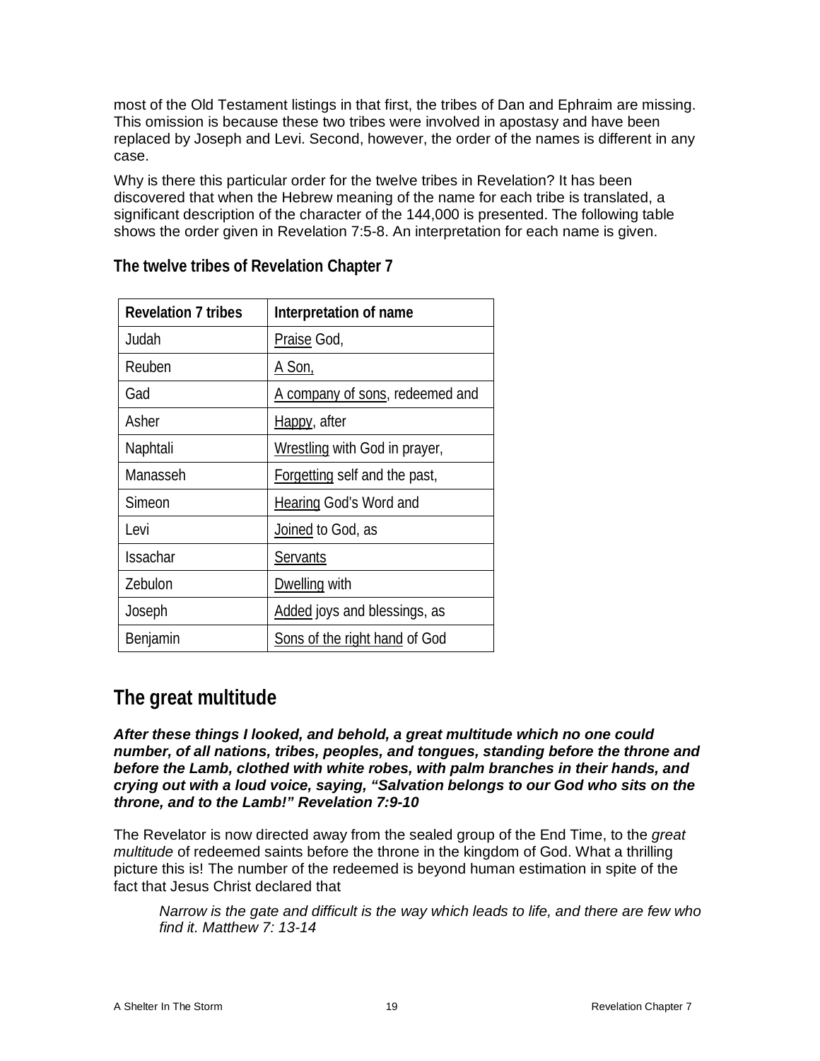most of the Old Testament listings in that first, the tribes of Dan and Ephraim are missing. This omission is because these two tribes were involved in apostasy and have been replaced by Joseph and Levi. Second, however, the order of the names is different in any case.

Why is there this particular order for the twelve tribes in Revelation? It has been discovered that when the Hebrew meaning of the name for each tribe is translated, a significant description of the character of the 144,000 is presented. The following table shows the order given in Revelation 7:5-8. An interpretation for each name is given.

### The twelve tribes of Revelation Chapter 7

| Revelation 7 tribes | Interpretation of name |
|---|---|
| Judah | <u>Praise</u> God, |
| Reuben | <u>A Son,</u> |
| Gad | <u>A company of sons</u>, redeemed and |
| Asher | <u>Happy</u>, after |
| Naphtali | <u>Wrestling</u> with God in prayer, |
| Manasseh | <u>Forgetting</u> self and the past, |
| Simeon | <u>Hearing</u> God's Word and |
| Levi | <u>Joined</u> to God, as |
| Issachar | <u>Servants</u> |
| Zebulon | <u>Dwelling</u> with |
| Joseph | <u>Added</u> joys and blessings, as |
| Benjamin | <u>Sons of the right hand</u> of God |

## The great multitude

***After these things I looked, and behold, a great multitude which no one could number, of all nations, tribes, peoples, and tongues, standing before the throne and before the Lamb, clothed with white robes, with palm branches in their hands, and crying out with a loud voice, saying, "Salvation belongs to our God who sits on the throne, and to the Lamb!" Revelation 7:9-10***

The Revelator is now directed away from the sealed group of the End Time, to the *great multitude* of redeemed saints before the throne in the kingdom of God. What a thrilling picture this is! The number of the redeemed is beyond human estimation in spite of the fact that Jesus Christ declared that

> *Narrow is the gate and difficult is the way which leads to life, and there are few who find it. Matthew 7: 13-14*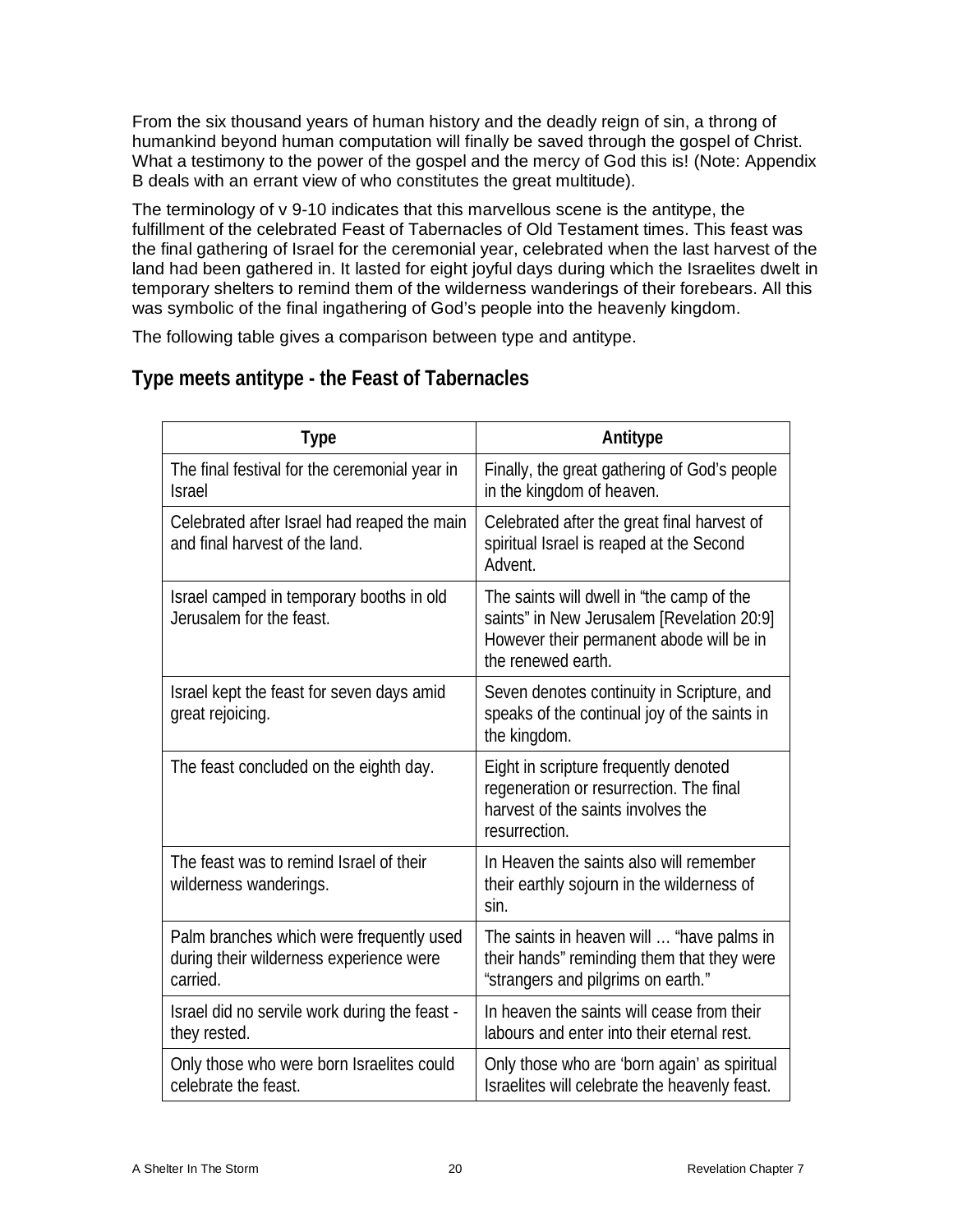From the six thousand years of human history and the deadly reign of sin, a throng of humankind beyond human computation will finally be saved through the gospel of Christ. What a testimony to the power of the gospel and the mercy of God this is! (Note: Appendix B deals with an errant view of who constitutes the great multitude).

The terminology of v 9-10 indicates that this marvellous scene is the antitype, the fulfillment of the celebrated Feast of Tabernacles of Old Testament times. This feast was the final gathering of Israel for the ceremonial year, celebrated when the last harvest of the land had been gathered in. It lasted for eight joyful days during which the Israelites dwelt in temporary shelters to remind them of the wilderness wanderings of their forebears. All this was symbolic of the final ingathering of God's people into the heavenly kingdom.

The following table gives a comparison between type and antitype.

## Type meets antitype - the Feast of Tabernacles

| Type | Antitype |
|---|---|
| The final festival for the ceremonial year in Israel | Finally, the great gathering of God's people in the kingdom of heaven. |
| Celebrated after Israel had reaped the main and final harvest of the land. | Celebrated after the great final harvest of spiritual Israel is reaped at the Second Advent. |
| Israel camped in temporary booths in old Jerusalem for the feast. | The saints will dwell in "the camp of the saints" in New Jerusalem [Revelation 20:9] However their permanent abode will be in the renewed earth. |
| Israel kept the feast for seven days amid great rejoicing. | Seven denotes continuity in Scripture, and speaks of the continual joy of the saints in the kingdom. |
| The feast concluded on the eighth day. | Eight in scripture frequently denoted regeneration or resurrection. The final harvest of the saints involves the resurrection. |
| The feast was to remind Israel of their wilderness wanderings. | In Heaven the saints also will remember their earthly sojourn in the wilderness of sin. |
| Palm branches which were frequently used during their wilderness experience were carried. | The saints in heaven will … "have palms in their hands" reminding them that they were "strangers and pilgrims on earth." |
| Israel did no servile work during the feast - they rested. | In heaven the saints will cease from their labours and enter into their eternal rest. |
| Only those who were born Israelites could celebrate the feast. | Only those who are 'born again' as spiritual Israelites will celebrate the heavenly feast. |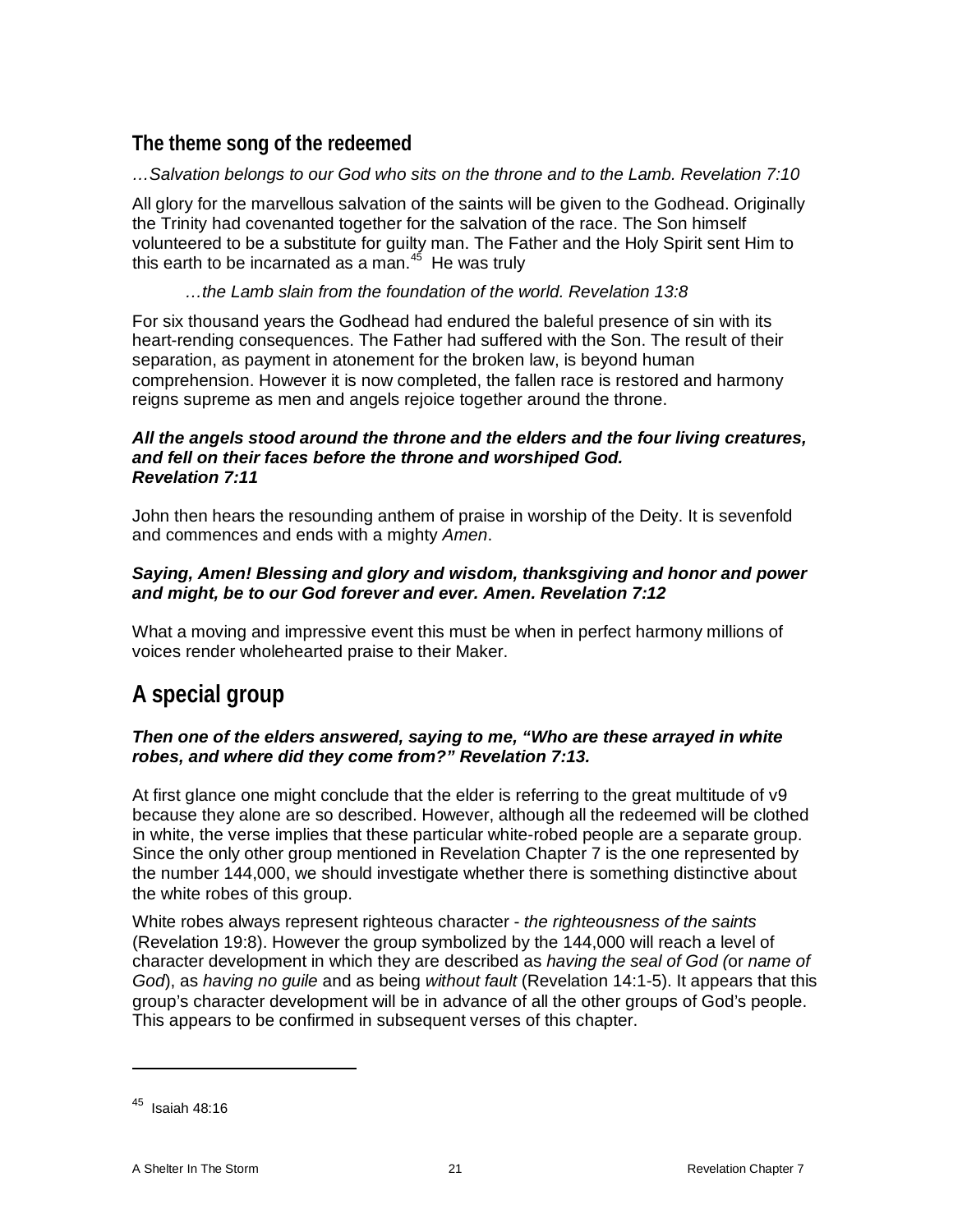### The theme song of the redeemed

*…Salvation belongs to our God who sits on the throne and to the Lamb. Revelation 7:10*

All glory for the marvellous salvation of the saints will be given to the Godhead. Originally the Trinity had covenanted together for the salvation of the race. The Son himself volunteered to be a substitute for guilty man. The Father and the Holy Spirit sent Him to this earth to be incarnated as a man.[45] He was truly

> *…the Lamb slain from the foundation of the world. Revelation 13:8*

For six thousand years the Godhead had endured the baleful presence of sin with its heart-rending consequences. The Father had suffered with the Son. The result of their separation, as payment in atonement for the broken law, is beyond human comprehension. However it is now completed, the fallen race is restored and harmony reigns supreme as men and angels rejoice together around the throne.

***All the angels stood around the throne and the elders and the four living creatures, and fell on their faces before the throne and worshiped God. Revelation 7:11***

John then hears the resounding anthem of praise in worship of the Deity. It is sevenfold and commences and ends with a mighty *Amen*.

***Saying, Amen! Blessing and glory and wisdom, thanksgiving and honor and power and might, be to our God forever and ever. Amen. Revelation 7:12***

What a moving and impressive event this must be when in perfect harmony millions of voices render wholehearted praise to their Maker.

## A special group

***Then one of the elders answered, saying to me, "Who are these arrayed in white robes, and where did they come from?" Revelation 7:13.***

At first glance one might conclude that the elder is referring to the great multitude of v9 because they alone are so described. However, although all the redeemed will be clothed in white, the verse implies that these particular white-robed people are a separate group. Since the only other group mentioned in Revelation Chapter 7 is the one represented by the number 144,000, we should investigate whether there is something distinctive about the white robes of this group.

White robes always represent righteous character - *the righteousness of the saints* (Revelation 19:8). However the group symbolized by the 144,000 will reach a level of character development in which they are described as *having the seal of God (*or *name of God*), as *having no guile* and as being *without fault* (Revelation 14:1-5). It appears that this group's character development will be in advance of all the other groups of God's people. This appears to be confirmed in subsequent verses of this chapter.

---

[45] Isaiah 48:16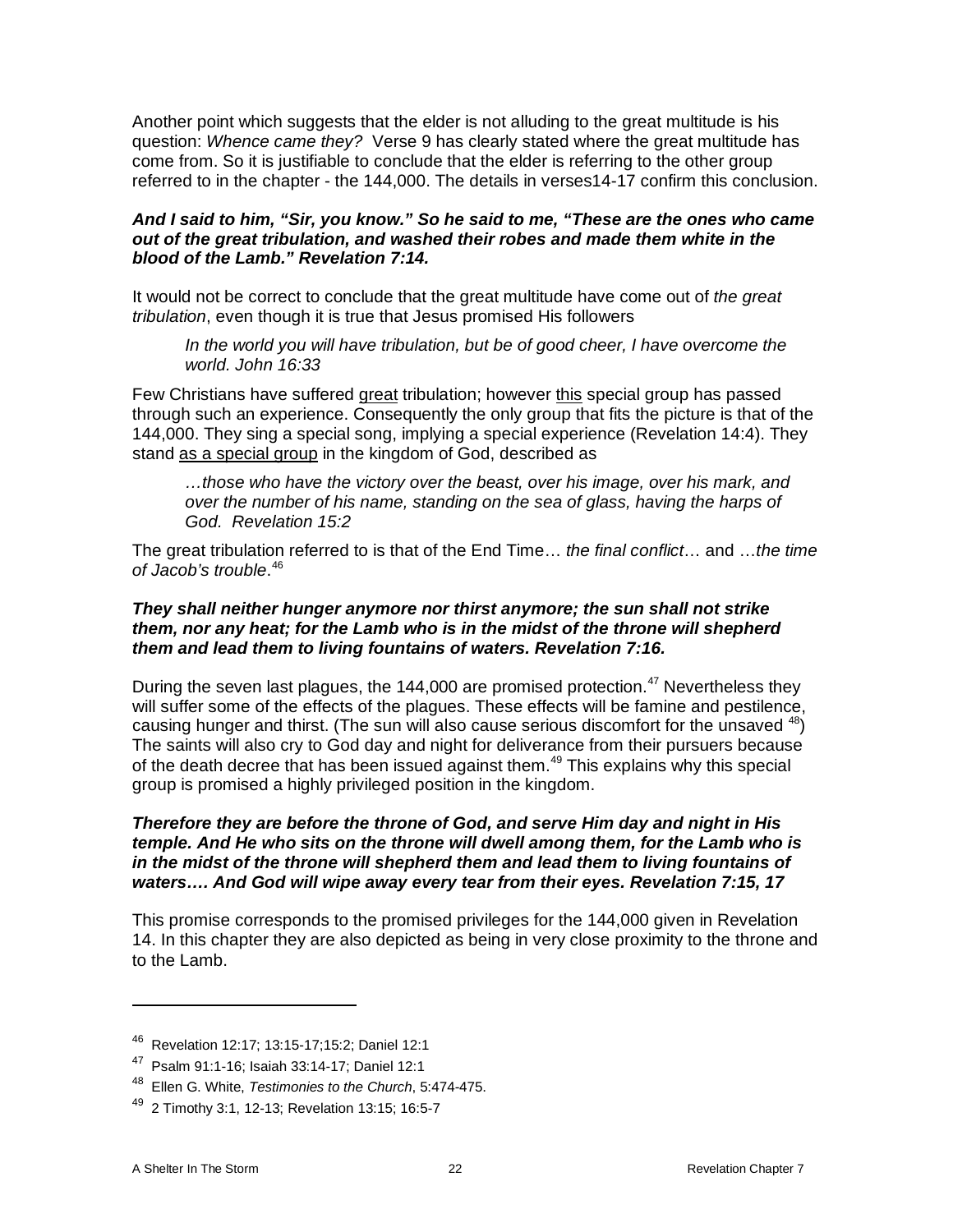Another point which suggests that the elder is not alluding to the great multitude is his question: *Whence came they?* Verse 9 has clearly stated where the great multitude has come from. So it is justifiable to conclude that the elder is referring to the other group referred to in the chapter - the 144,000. The details in verses14-17 confirm this conclusion.

***And I said to him, "Sir, you know." So he said to me, "These are the ones who came out of the great tribulation, and washed their robes and made them white in the blood of the Lamb." Revelation 7:14.***

It would not be correct to conclude that the great multitude have come out of *the great tribulation*, even though it is true that Jesus promised His followers

> *In the world you will have tribulation, but be of good cheer, I have overcome the world. John 16:33*

Few Christians have suffered <u>great</u> tribulation; however <u>this</u> special group has passed through such an experience. Consequently the only group that fits the picture is that of the 144,000. They sing a special song, implying a special experience (Revelation 14:4). They stand <u>as a special group</u> in the kingdom of God, described as

> *…those who have the victory over the beast, over his image, over his mark, and over the number of his name, standing on the sea of glass, having the harps of God. Revelation 15:2*

The great tribulation referred to is that of the End Time… *the final conflict*… and …*the time of Jacob's trouble*.[46]

***They shall neither hunger anymore nor thirst anymore; the sun shall not strike them, nor any heat; for the Lamb who is in the midst of the throne will shepherd them and lead them to living fountains of waters. Revelation 7:16.***

During the seven last plagues, the 144,000 are promised protection.[47] Nevertheless they will suffer some of the effects of the plagues. These effects will be famine and pestilence, causing hunger and thirst. (The sun will also cause serious discomfort for the unsaved [48]) The saints will also cry to God day and night for deliverance from their pursuers because of the death decree that has been issued against them.[49] This explains why this special group is promised a highly privileged position in the kingdom.

***Therefore they are before the throne of God, and serve Him day and night in His temple. And He who sits on the throne will dwell among them, for the Lamb who is in the midst of the throne will shepherd them and lead them to living fountains of waters…. And God will wipe away every tear from their eyes. Revelation 7:15, 17***

This promise corresponds to the promised privileges for the 144,000 given in Revelation 14. In this chapter they are also depicted as being in very close proximity to the throne and to the Lamb.

---

[46] Revelation 12:17; 13:15-17;15:2; Daniel 12:1

[47] Psalm 91:1-16; Isaiah 33:14-17; Daniel 12:1

[48] Ellen G. White, *Testimonies to the Church*, 5:474-475.

[49] 2 Timothy 3:1, 12-13; Revelation 13:15; 16:5-7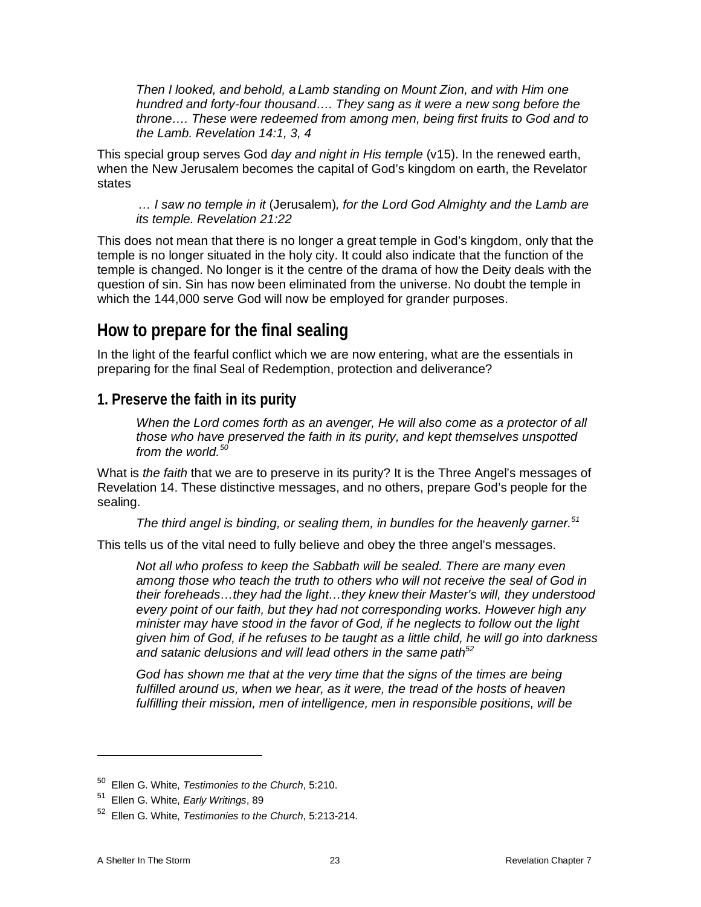*Then I looked, and behold, a Lamb standing on Mount Zion, and with Him one hundred and forty-four thousand…. They sang as it were a new song before the throne…. These were redeemed from among men, being first fruits to God and to the Lamb. Revelation 14:1, 3, 4*

This special group serves God *day and night in His temple* (v15). In the renewed earth, when the New Jerusalem becomes the capital of God's kingdom on earth, the Revelator states

*… I saw no temple in it* (Jerusalem)*, for the Lord God Almighty and the Lamb are its temple. Revelation 21:22*

This does not mean that there is no longer a great temple in God's kingdom, only that the temple is no longer situated in the holy city. It could also indicate that the function of the temple is changed. No longer is it the centre of the drama of how the Deity deals with the question of sin. Sin has now been eliminated from the universe. No doubt the temple in which the 144,000 serve God will now be employed for grander purposes.

## How to prepare for the final sealing

In the light of the fearful conflict which we are now entering, what are the essentials in preparing for the final Seal of Redemption, protection and deliverance?

### 1. Preserve the faith in its purity

*When the Lord comes forth as an avenger, He will also come as a protector of all those who have preserved the faith in its purity, and kept themselves unspotted from the world.*[50]

What is *the faith* that we are to preserve in its purity? It is the Three Angel's messages of Revelation 14. These distinctive messages, and no others, prepare God's people for the sealing.

*The third angel is binding, or sealing them, in bundles for the heavenly garner.*[51]

This tells us of the vital need to fully believe and obey the three angel's messages.

*Not all who profess to keep the Sabbath will be sealed. There are many even among those who teach the truth to others who will not receive the seal of God in their foreheads…they had the light…they knew their Master's will, they understood every point of our faith, but they had not corresponding works. However high any minister may have stood in the favor of God, if he neglects to follow out the light given him of God, if he refuses to be taught as a little child, he will go into darkness and satanic delusions and will lead others in the same path*[52]

*God has shown me that at the very time that the signs of the times are being fulfilled around us, when we hear, as it were, the tread of the hosts of heaven fulfilling their mission, men of intelligence, men in responsible positions, will be*

---

[50] Ellen G. White, *Testimonies to the Church*, 5:210.

[51] Ellen G. White, *Early Writings*, 89

[52] Ellen G. White, *Testimonies to the Church*, 5:213-214.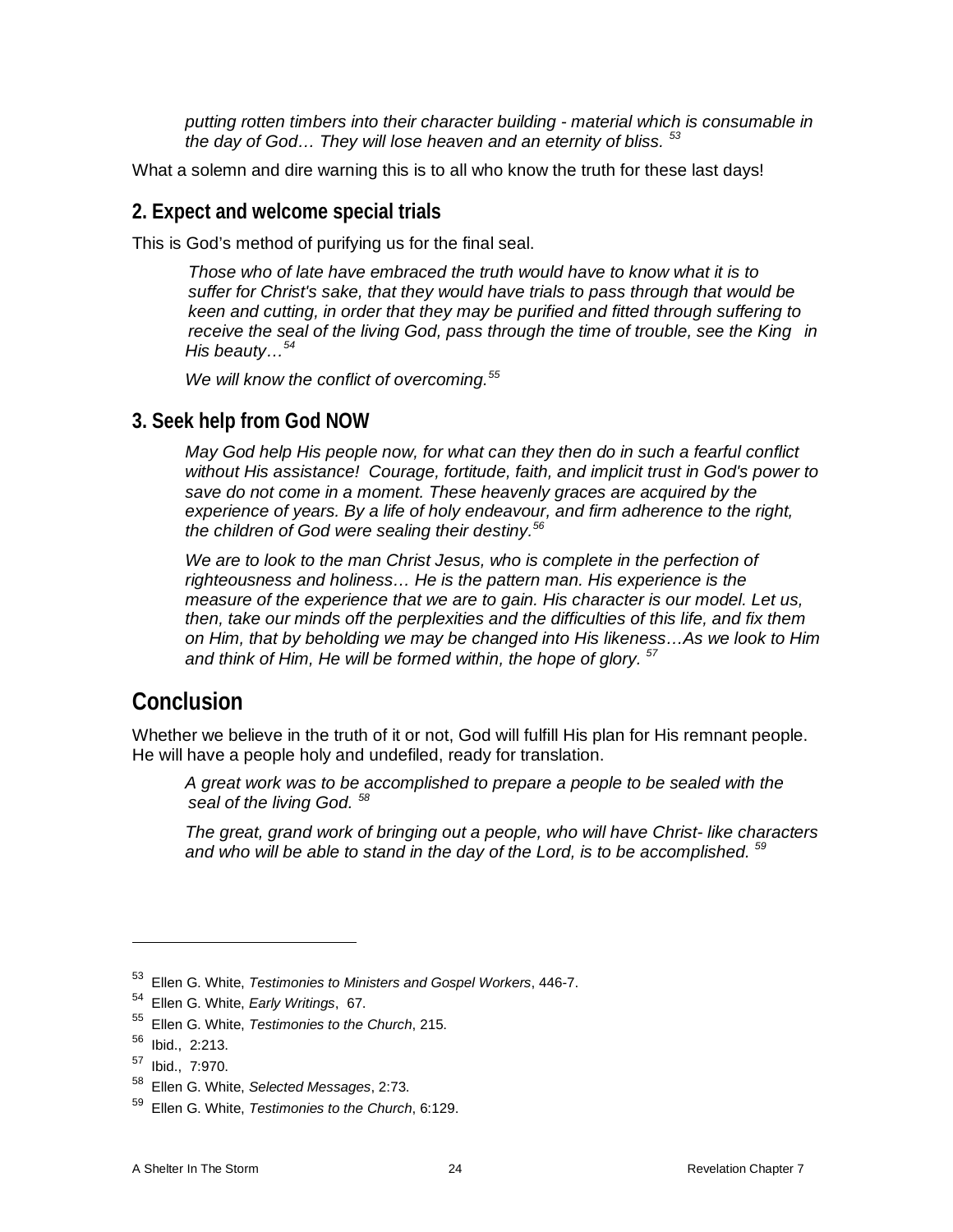> *putting rotten timbers into their character building - material which is consumable in the day of God… They will lose heaven and an eternity of bliss.* [53]

What a solemn and dire warning this is to all who know the truth for these last days!

## 2. Expect and welcome special trials

This is God's method of purifying us for the final seal.

> *Those who of late have embraced the truth would have to know what it is to suffer for Christ's sake, that they would have trials to pass through that would be keen and cutting, in order that they may be purified and fitted through suffering to receive the seal of the living God, pass through the time of trouble, see the King in His beauty…*[54]
>
> *We will know the conflict of overcoming.*[55]

## 3. Seek help from God NOW

> *May God help His people now, for what can they then do in such a fearful conflict without His assistance! Courage, fortitude, faith, and implicit trust in God's power to save do not come in a moment. These heavenly graces are acquired by the experience of years. By a life of holy endeavour, and firm adherence to the right, the children of God were sealing their destiny.*[56]
>
> *We are to look to the man Christ Jesus, who is complete in the perfection of righteousness and holiness… He is the pattern man. His experience is the measure of the experience that we are to gain. His character is our model. Let us, then, take our minds off the perplexities and the difficulties of this life, and fix them on Him, that by beholding we may be changed into His likeness…As we look to Him and think of Him, He will be formed within, the hope of glory.* [57]

# Conclusion

Whether we believe in the truth of it or not, God will fulfill His plan for His remnant people. He will have a people holy and undefiled, ready for translation.

> *A great work was to be accomplished to prepare a people to be sealed with the seal of the living God.* [58]
>
> *The great, grand work of bringing out a people, who will have Christ- like characters and who will be able to stand in the day of the Lord, is to be accomplished.* [59]

---

[53] Ellen G. White, *Testimonies to Ministers and Gospel Workers*, 446-7.

[54] Ellen G. White, *Early Writings*, 67.

[55] Ellen G. White, *Testimonies to the Church*, 215.

[56] Ibid., 2:213.

[57] Ibid., 7:970.

[58] Ellen G. White, *Selected Messages*, 2:73.

[59] Ellen G. White, *Testimonies to the Church*, 6:129.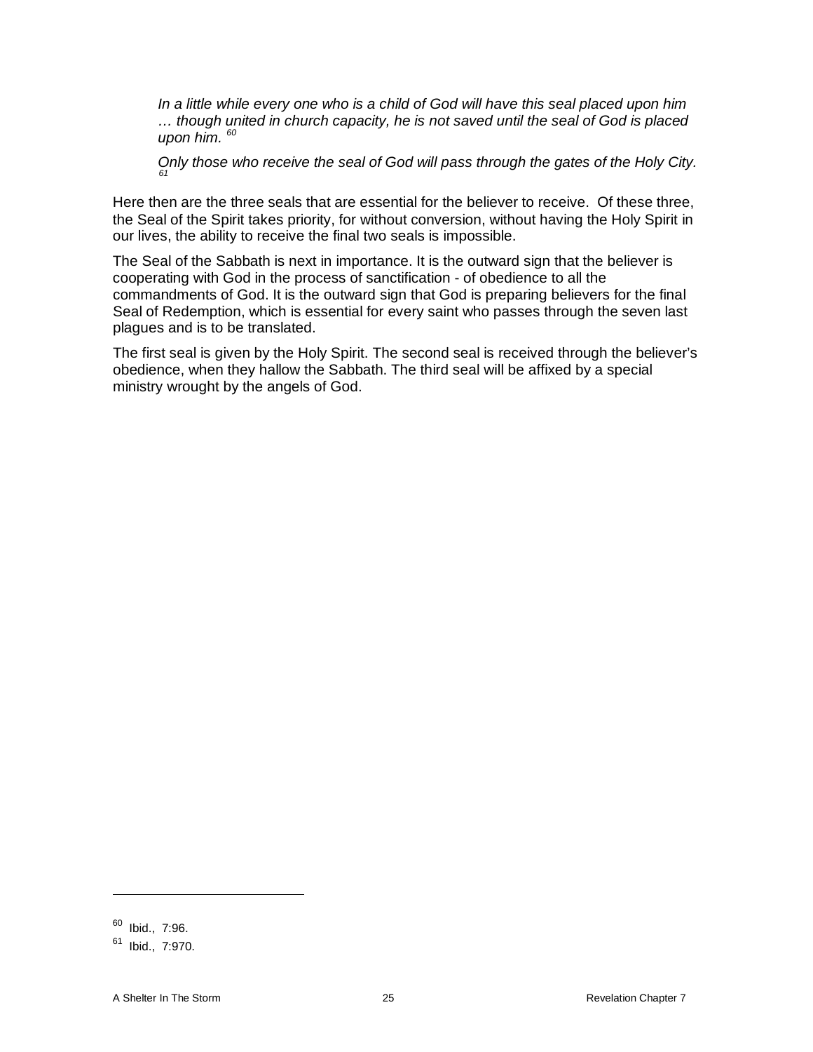*In a little while every one who is a child of God will have this seal placed upon him … though united in church capacity, he is not saved until the seal of God is placed upon him.* [60]

*Only those who receive the seal of God will pass through the gates of the Holy City.* [61]

Here then are the three seals that are essential for the believer to receive. Of these three, the Seal of the Spirit takes priority, for without conversion, without having the Holy Spirit in our lives, the ability to receive the final two seals is impossible.

The Seal of the Sabbath is next in importance. It is the outward sign that the believer is cooperating with God in the process of sanctification - of obedience to all the commandments of God. It is the outward sign that God is preparing believers for the final Seal of Redemption, which is essential for every saint who passes through the seven last plagues and is to be translated.

The first seal is given by the Holy Spirit. The second seal is received through the believer's obedience, when they hallow the Sabbath. The third seal will be affixed by a special ministry wrought by the angels of God.

---

[60] Ibid., 7:96.

[61] Ibid., 7:970.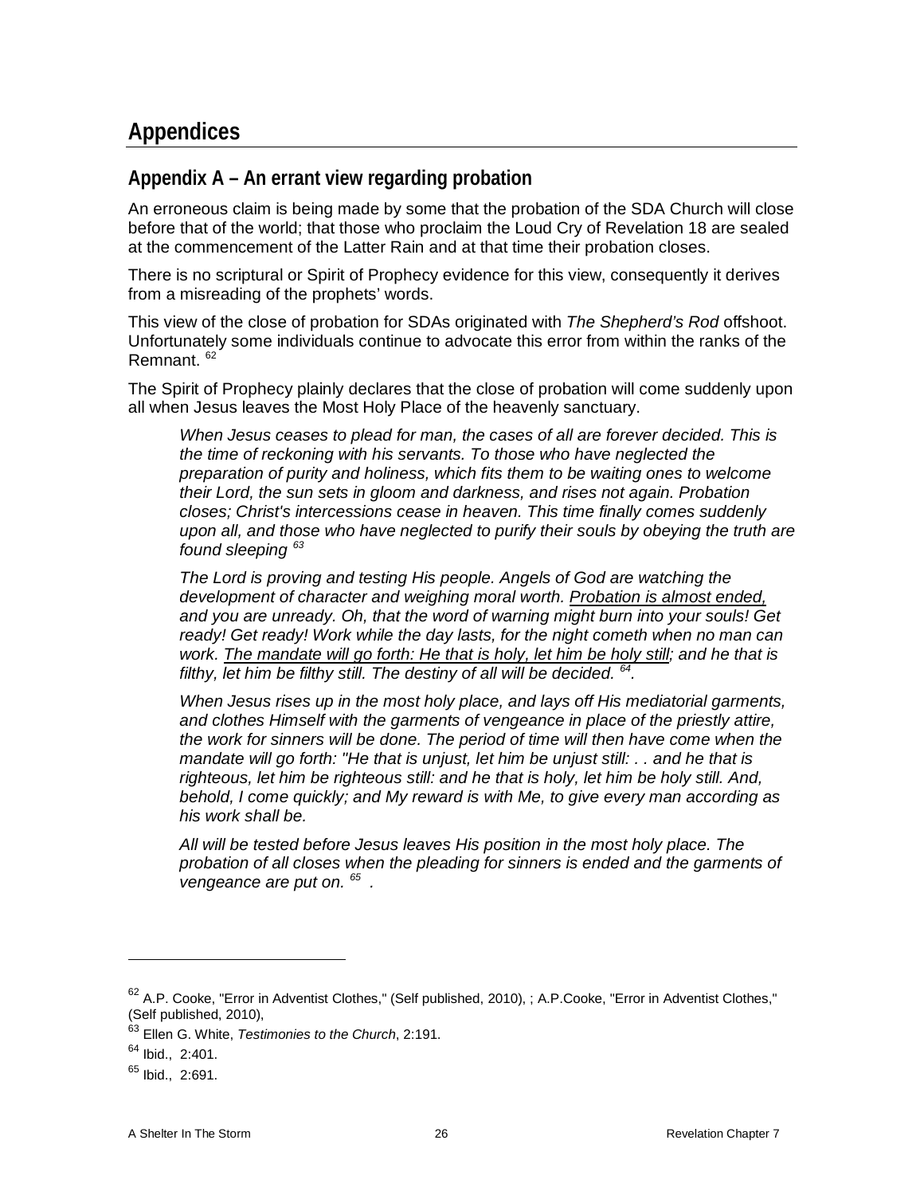# Appendices

## Appendix A – An errant view regarding probation

An erroneous claim is being made by some that the probation of the SDA Church will close before that of the world; that those who proclaim the Loud Cry of Revelation 18 are sealed at the commencement of the Latter Rain and at that time their probation closes.

There is no scriptural or Spirit of Prophecy evidence for this view, consequently it derives from a misreading of the prophets' words.

This view of the close of probation for SDAs originated with *The Shepherd's Rod* offshoot. Unfortunately some individuals continue to advocate this error from within the ranks of the Remnant. [62]

The Spirit of Prophecy plainly declares that the close of probation will come suddenly upon all when Jesus leaves the Most Holy Place of the heavenly sanctuary.

> *When Jesus ceases to plead for man, the cases of all are forever decided. This is the time of reckoning with his servants. To those who have neglected the preparation of purity and holiness, which fits them to be waiting ones to welcome their Lord, the sun sets in gloom and darkness, and rises not again. Probation closes; Christ's intercessions cease in heaven. This time finally comes suddenly upon all, and those who have neglected to purify their souls by obeying the truth are found sleeping* [63]
>
> *The Lord is proving and testing His people. Angels of God are watching the development of character and weighing moral worth. <u>Probation is almost ended,</u> and you are unready. Oh, that the word of warning might burn into your souls! Get ready! Get ready! Work while the day lasts, for the night cometh when no man can work. <u>The mandate will go forth: He that is holy, let him be holy still</u>; and he that is filthy, let him be filthy still. The destiny of all will be decided.* [64]*.*
>
> *When Jesus rises up in the most holy place, and lays off His mediatorial garments, and clothes Himself with the garments of vengeance in place of the priestly attire, the work for sinners will be done. The period of time will then have come when the mandate will go forth: "He that is unjust, let him be unjust still: . . and he that is righteous, let him be righteous still: and he that is holy, let him be holy still. And, behold, I come quickly; and My reward is with Me, to give every man according as his work shall be.*
>
> *All will be tested before Jesus leaves His position in the most holy place. The probation of all closes when the pleading for sinners is ended and the garments of vengeance are put on.* [65] *.*

---

[62] A.P. Cooke, "Error in Adventist Clothes," (Self published, 2010), ; A.P.Cooke, "Error in Adventist Clothes," (Self published, 2010),

[63] Ellen G. White, *Testimonies to the Church*, 2:191.

[64] Ibid., 2:401.

[65] Ibid., 2:691.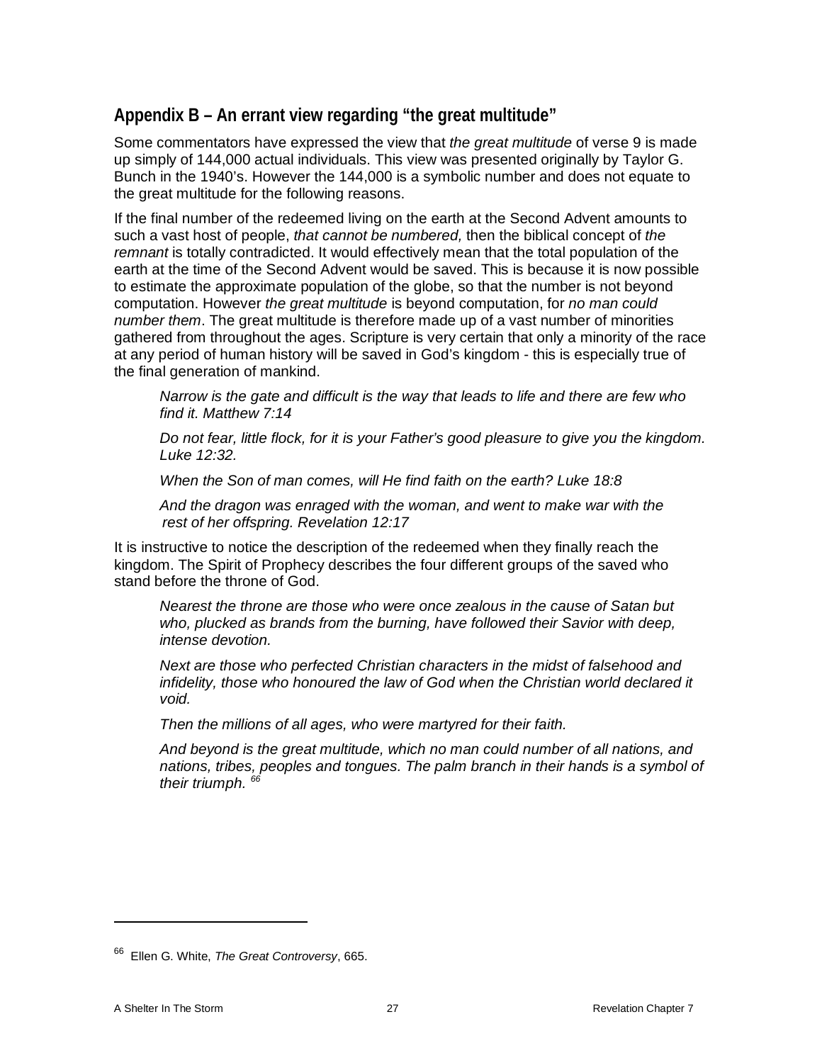## Appendix B – An errant view regarding “the great multitude”

Some commentators have expressed the view that *the great multitude* of verse 9 is made up simply of 144,000 actual individuals. This view was presented originally by Taylor G. Bunch in the 1940’s. However the 144,000 is a symbolic number and does not equate to the great multitude for the following reasons.

If the final number of the redeemed living on the earth at the Second Advent amounts to such a vast host of people, *that cannot be numbered,* then the biblical concept of *the remnant* is totally contradicted. It would effectively mean that the total population of the earth at the time of the Second Advent would be saved. This is because it is now possible to estimate the approximate population of the globe, so that the number is not beyond computation. However *the great multitude* is beyond computation, for *no man could number them*. The great multitude is therefore made up of a vast number of minorities gathered from throughout the ages. Scripture is very certain that only a minority of the race at any period of human history will be saved in God’s kingdom - this is especially true of the final generation of mankind.

> *Narrow is the gate and difficult is the way that leads to life and there are few who find it. Matthew 7:14*
>
> *Do not fear, little flock, for it is your Father’s good pleasure to give you the kingdom. Luke 12:32.*
>
> *When the Son of man comes, will He find faith on the earth? Luke 18:8*
>
> *And the dragon was enraged with the woman, and went to make war with the rest of her offspring. Revelation 12:17*

It is instructive to notice the description of the redeemed when they finally reach the kingdom. The Spirit of Prophecy describes the four different groups of the saved who stand before the throne of God.

> *Nearest the throne are those who were once zealous in the cause of Satan but who, plucked as brands from the burning, have followed their Savior with deep, intense devotion.*
>
> *Next are those who perfected Christian characters in the midst of falsehood and infidelity, those who honoured the law of God when the Christian world declared it void.*
>
> *Then the millions of all ages, who were martyred for their faith.*
>
> *And beyond is the great multitude, which no man could number of all nations, and nations, tribes, peoples and tongues. The palm branch in their hands is a symbol of their triumph.* [66]

---

[66] Ellen G. White, *The Great Controversy*, 665.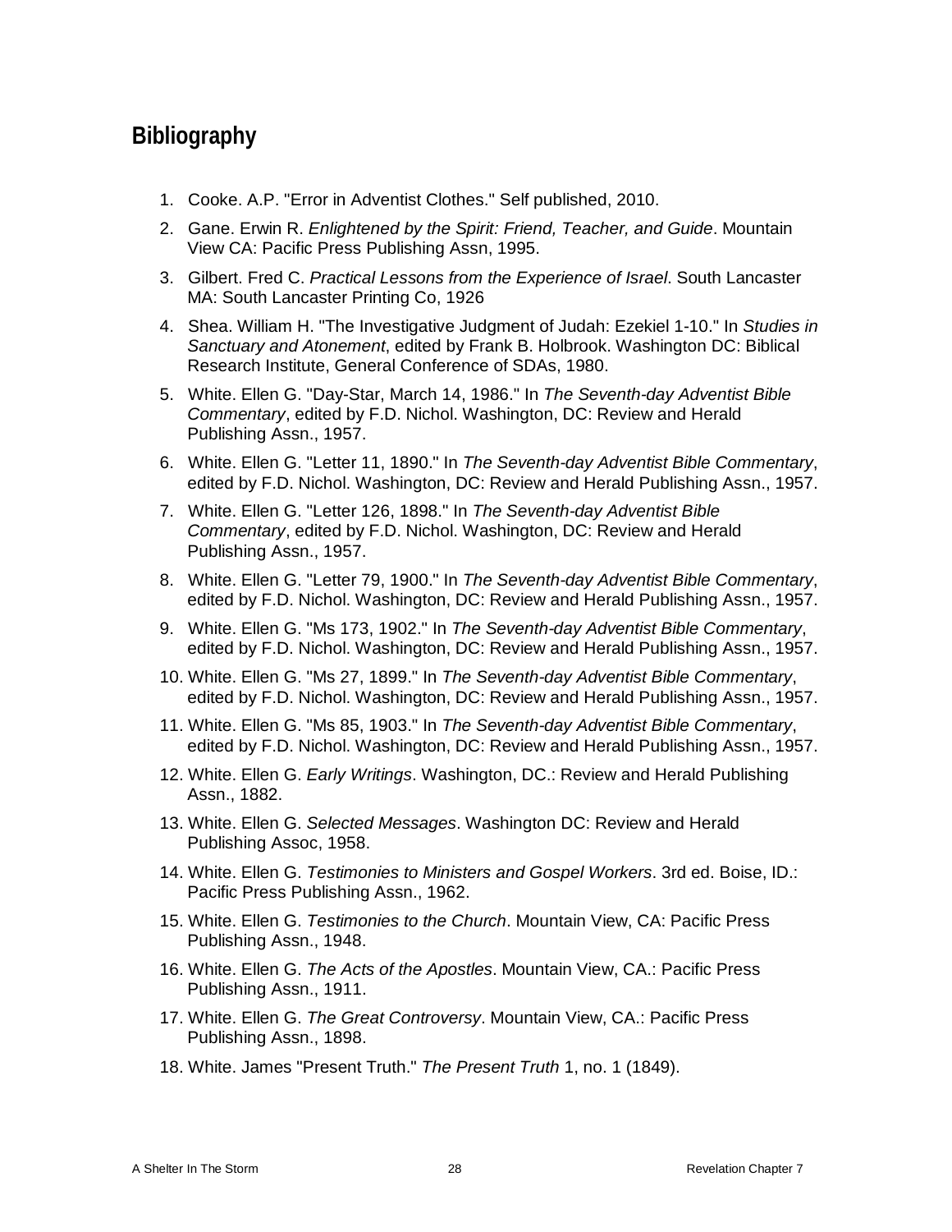## Bibliography

1. Cooke. A.P. "Error in Adventist Clothes." Self published, 2010.
2. Gane. Erwin R. *Enlightened by the Spirit: Friend, Teacher, and Guide*. Mountain View CA: Pacific Press Publishing Assn, 1995.
3. Gilbert. Fred C. *Practical Lessons from the Experience of Israel*. South Lancaster MA: South Lancaster Printing Co, 1926
4. Shea. William H. "The Investigative Judgment of Judah: Ezekiel 1-10." In *Studies in Sanctuary and Atonement*, edited by Frank B. Holbrook. Washington DC: Biblical Research Institute, General Conference of SDAs, 1980.
5. White. Ellen G. "Day-Star, March 14, 1986." In *The Seventh-day Adventist Bible Commentary*, edited by F.D. Nichol. Washington, DC: Review and Herald Publishing Assn., 1957.
6. White. Ellen G. "Letter 11, 1890." In *The Seventh-day Adventist Bible Commentary*, edited by F.D. Nichol. Washington, DC: Review and Herald Publishing Assn., 1957.
7. White. Ellen G. "Letter 126, 1898." In *The Seventh-day Adventist Bible Commentary*, edited by F.D. Nichol. Washington, DC: Review and Herald Publishing Assn., 1957.
8. White. Ellen G. "Letter 79, 1900." In *The Seventh-day Adventist Bible Commentary*, edited by F.D. Nichol. Washington, DC: Review and Herald Publishing Assn., 1957.
9. White. Ellen G. "Ms 173, 1902." In *The Seventh-day Adventist Bible Commentary*, edited by F.D. Nichol. Washington, DC: Review and Herald Publishing Assn., 1957.
10. White. Ellen G. "Ms 27, 1899." In *The Seventh-day Adventist Bible Commentary*, edited by F.D. Nichol. Washington, DC: Review and Herald Publishing Assn., 1957.
11. White. Ellen G. "Ms 85, 1903." In *The Seventh-day Adventist Bible Commentary*, edited by F.D. Nichol. Washington, DC: Review and Herald Publishing Assn., 1957.
12. White. Ellen G. *Early Writings*. Washington, DC.: Review and Herald Publishing Assn., 1882.
13. White. Ellen G. *Selected Messages*. Washington DC: Review and Herald Publishing Assoc, 1958.
14. White. Ellen G. *Testimonies to Ministers and Gospel Workers*. 3rd ed. Boise, ID.: Pacific Press Publishing Assn., 1962.
15. White. Ellen G. *Testimonies to the Church*. Mountain View, CA: Pacific Press Publishing Assn., 1948.
16. White. Ellen G. *The Acts of the Apostles*. Mountain View, CA.: Pacific Press Publishing Assn., 1911.
17. White. Ellen G. *The Great Controversy*. Mountain View, CA.: Pacific Press Publishing Assn., 1898.
18. White. James "Present Truth." *The Present Truth* 1, no. 1 (1849).